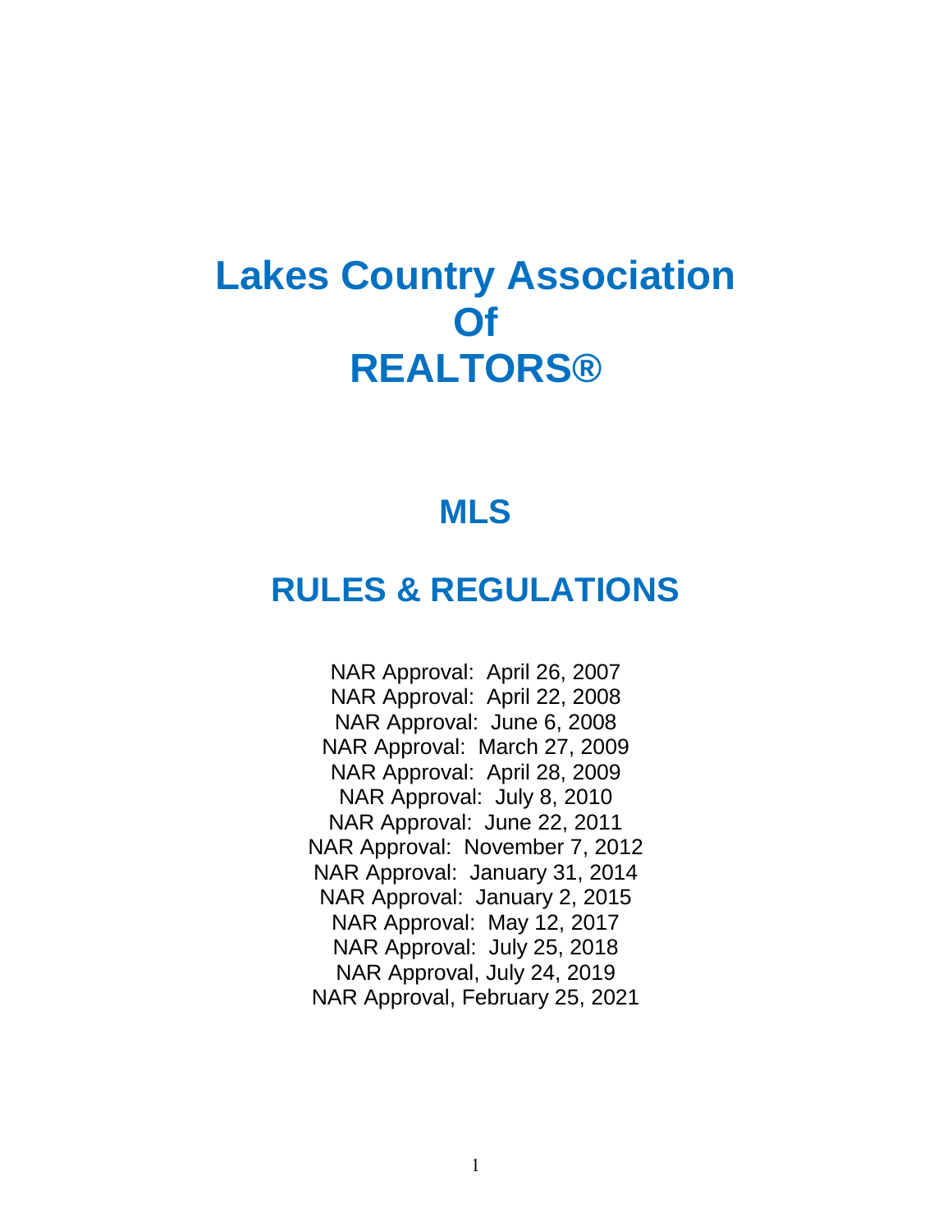# Lakes Country Association Of REALTORS®

## MLS

## RULES & REGULATIONS

NAR Approval: April 26, 2007
NAR Approval: April 22, 2008
NAR Approval: June 6, 2008
NAR Approval: March 27, 2009
NAR Approval: April 28, 2009
NAR Approval: July 8, 2010
NAR Approval: June 22, 2011
NAR Approval: November 7, 2012
NAR Approval: January 31, 2014
NAR Approval: January 2, 2015
NAR Approval: May 12, 2017
NAR Approval: July 25, 2018
NAR Approval, July 24, 2019
NAR Approval, February 25, 2021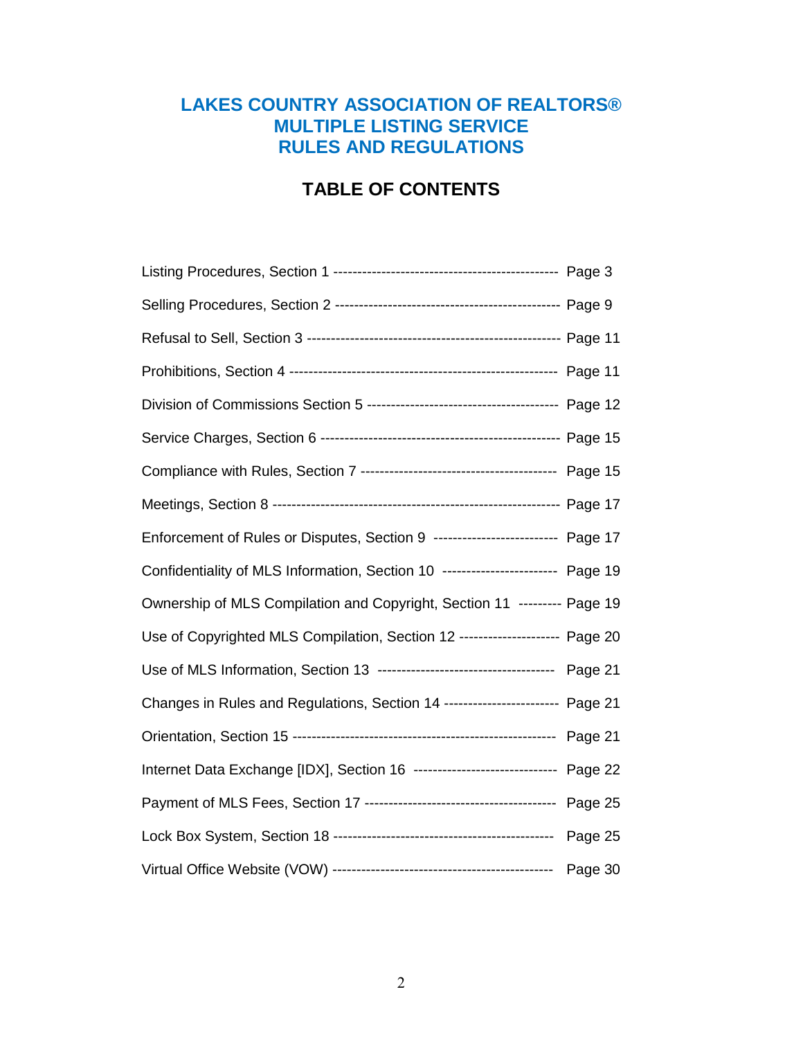# LAKES COUNTRY ASSOCIATION OF REALTORS®
# MULTIPLE LISTING SERVICE
# RULES AND REGULATIONS

## TABLE OF CONTENTS

Listing Procedures, Section 1 ---------------------------------------------- Page 3

Selling Procedures, Section 2 ---------------------------------------------- Page 9

Refusal to Sell, Section 3 ---------------------------------------------------- Page 11

Prohibitions, Section 4 ------------------------------------------------------- Page 11

Division of Commissions Section 5 --------------------------------------- Page 12

Service Charges, Section 6 ------------------------------------------------- Page 15

Compliance with Rules, Section 7 ---------------------------------------- Page 15

Meetings, Section 8 ----------------------------------------------------------- Page 17

Enforcement of Rules or Disputes, Section 9 ------------------------- Page 17

Confidentiality of MLS Information, Section 10 ----------------------- Page 19

Ownership of MLS Compilation and Copyright, Section 11 --------- Page 19

Use of Copyrighted MLS Compilation, Section 12 -------------------- Page 20

Use of MLS Information, Section 13 ------------------------------------ Page 21

Changes in Rules and Regulations, Section 14 ----------------------- Page 21

Orientation, Section 15 ------------------------------------------------------ Page 21

Internet Data Exchange [IDX], Section 16 ----------------------------- Page 22

Payment of MLS Fees, Section 17 --------------------------------------- Page 25

Lock Box System, Section 18 ---------------------------------------------- Page 25

Virtual Office Website (VOW) ---------------------------------------------- Page 30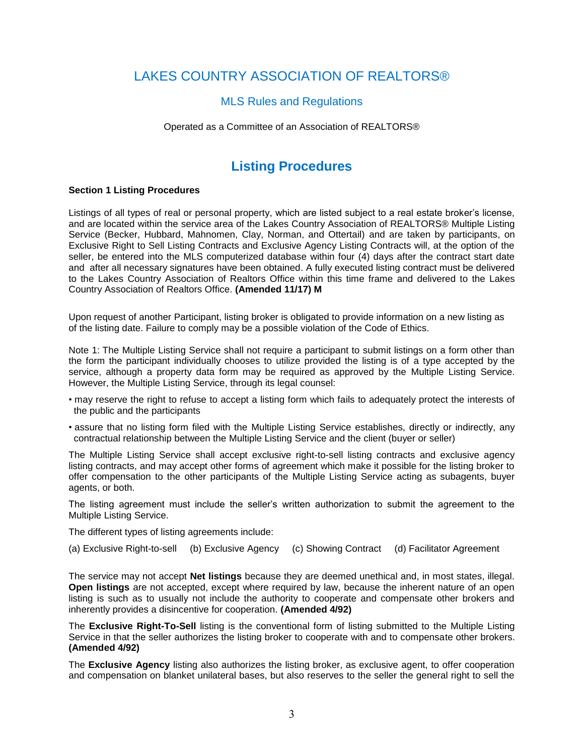# LAKES COUNTRY ASSOCIATION OF REALTORS®

## MLS Rules and Regulations

Operated as a Committee of an Association of REALTORS®

## Listing Procedures

**Section 1 Listing Procedures**

Listings of all types of real or personal property, which are listed subject to a real estate broker's license, and are located within the service area of the Lakes Country Association of REALTORS® Multiple Listing Service (Becker, Hubbard, Mahnomen, Clay, Norman, and Ottertail) and are taken by participants, on Exclusive Right to Sell Listing Contracts and Exclusive Agency Listing Contracts will, at the option of the seller, be entered into the MLS computerized database within four (4) days after the contract start date and after all necessary signatures have been obtained. A fully executed listing contract must be delivered to the Lakes Country Association of Realtors Office within this time frame and delivered to the Lakes Country Association of Realtors Office. **(Amended 11/17) M**

Upon request of another Participant, listing broker is obligated to provide information on a new listing as of the listing date. Failure to comply may be a possible violation of the Code of Ethics.

Note 1: The Multiple Listing Service shall not require a participant to submit listings on a form other than the form the participant individually chooses to utilize provided the listing is of a type accepted by the service, although a property data form may be required as approved by the Multiple Listing Service. However, the Multiple Listing Service, through its legal counsel:

- may reserve the right to refuse to accept a listing form which fails to adequately protect the interests of the public and the participants
- assure that no listing form filed with the Multiple Listing Service establishes, directly or indirectly, any contractual relationship between the Multiple Listing Service and the client (buyer or seller)

The Multiple Listing Service shall accept exclusive right-to-sell listing contracts and exclusive agency listing contracts, and may accept other forms of agreement which make it possible for the listing broker to offer compensation to the other participants of the Multiple Listing Service acting as subagents, buyer agents, or both.

The listing agreement must include the seller's written authorization to submit the agreement to the Multiple Listing Service.

The different types of listing agreements include:

(a) Exclusive Right-to-sell (b) Exclusive Agency (c) Showing Contract (d) Facilitator Agreement

The service may not accept **Net listings** because they are deemed unethical and, in most states, illegal. **Open listings** are not accepted, except where required by law, because the inherent nature of an open listing is such as to usually not include the authority to cooperate and compensate other brokers and inherently provides a disincentive for cooperation. **(Amended 4/92)**

The **Exclusive Right-To-Sell** listing is the conventional form of listing submitted to the Multiple Listing Service in that the seller authorizes the listing broker to cooperate with and to compensate other brokers. **(Amended 4/92)**

The **Exclusive Agency** listing also authorizes the listing broker, as exclusive agent, to offer cooperation and compensation on blanket unilateral bases, but also reserves to the seller the general right to sell the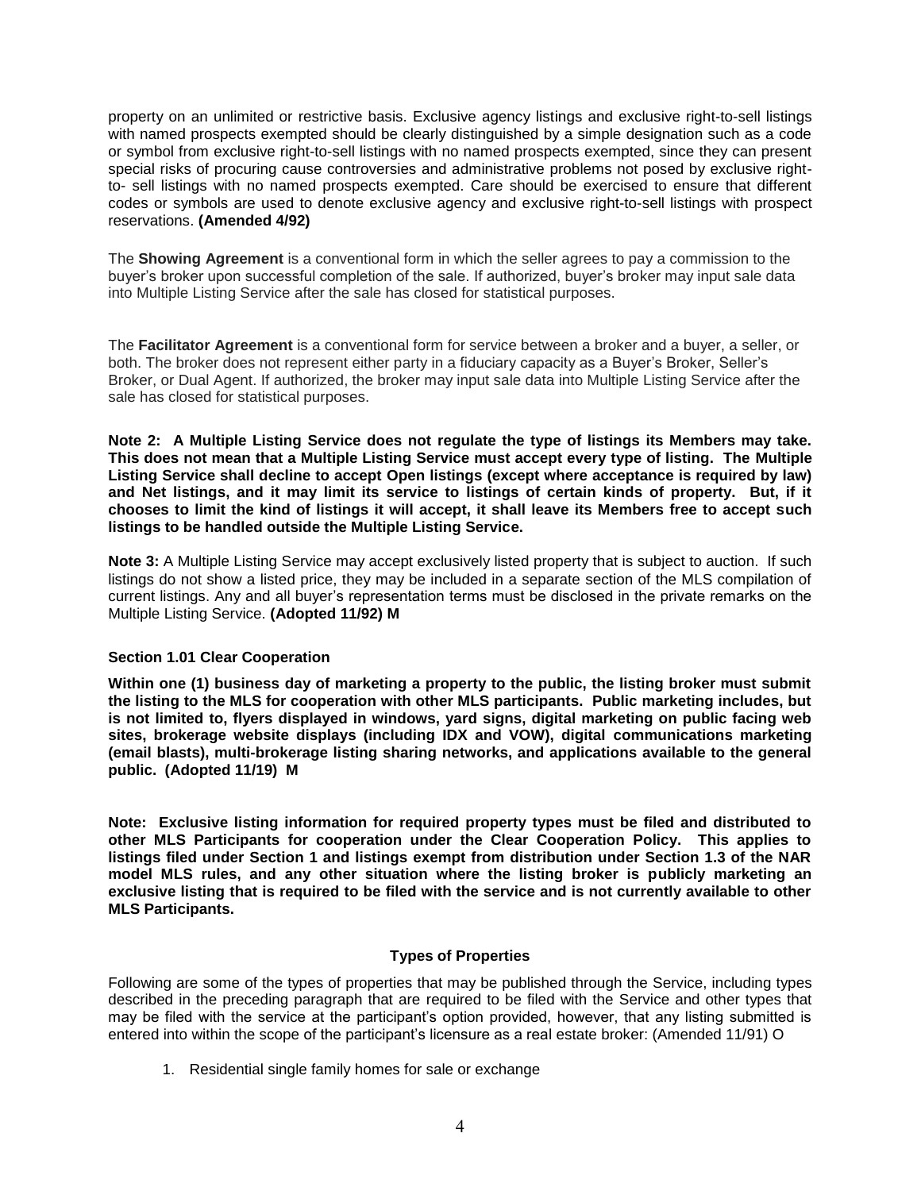property on an unlimited or restrictive basis. Exclusive agency listings and exclusive right-to-sell listings with named prospects exempted should be clearly distinguished by a simple designation such as a code or symbol from exclusive right-to-sell listings with no named prospects exempted, since they can present special risks of procuring cause controversies and administrative problems not posed by exclusive right-to- sell listings with no named prospects exempted. Care should be exercised to ensure that different codes or symbols are used to denote exclusive agency and exclusive right-to-sell listings with prospect reservations. **(Amended 4/92)**

The **Showing Agreement** is a conventional form in which the seller agrees to pay a commission to the buyer's broker upon successful completion of the sale. If authorized, buyer's broker may input sale data into Multiple Listing Service after the sale has closed for statistical purposes.

The **Facilitator Agreement** is a conventional form for service between a broker and a buyer, a seller, or both. The broker does not represent either party in a fiduciary capacity as a Buyer's Broker, Seller's Broker, or Dual Agent. If authorized, the broker may input sale data into Multiple Listing Service after the sale has closed for statistical purposes.

**Note 2: A Multiple Listing Service does not regulate the type of listings its Members may take. This does not mean that a Multiple Listing Service must accept every type of listing. The Multiple Listing Service shall decline to accept Open listings (except where acceptance is required by law) and Net listings, and it may limit its service to listings of certain kinds of property. But, if it chooses to limit the kind of listings it will accept, it shall leave its Members free to accept such listings to be handled outside the Multiple Listing Service.**

**Note 3:** A Multiple Listing Service may accept exclusively listed property that is subject to auction. If such listings do not show a listed price, they may be included in a separate section of the MLS compilation of current listings. Any and all buyer's representation terms must be disclosed in the private remarks on the Multiple Listing Service. **(Adopted 11/92) M**

**Section 1.01 Clear Cooperation**

**Within one (1) business day of marketing a property to the public, the listing broker must submit the listing to the MLS for cooperation with other MLS participants. Public marketing includes, but is not limited to, flyers displayed in windows, yard signs, digital marketing on public facing web sites, brokerage website displays (including IDX and VOW), digital communications marketing (email blasts), multi-brokerage listing sharing networks, and applications available to the general public. (Adopted 11/19) M**

**Note: Exclusive listing information for required property types must be filed and distributed to other MLS Participants for cooperation under the Clear Cooperation Policy. This applies to listings filed under Section 1 and listings exempt from distribution under Section 1.3 of the NAR model MLS rules, and any other situation where the listing broker is publicly marketing an exclusive listing that is required to be filed with the service and is not currently available to other MLS Participants.**

**Types of Properties**

Following are some of the types of properties that may be published through the Service, including types described in the preceding paragraph that are required to be filed with the Service and other types that may be filed with the service at the participant's option provided, however, that any listing submitted is entered into within the scope of the participant's licensure as a real estate broker: (Amended 11/91) O

1. Residential single family homes for sale or exchange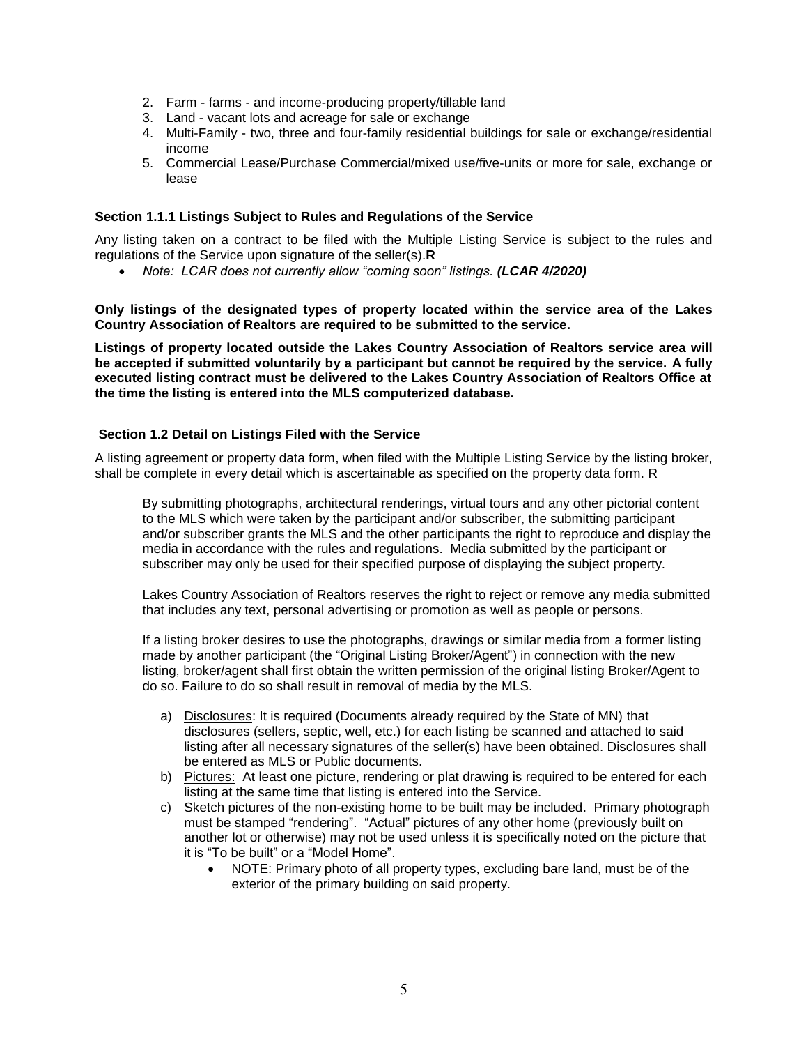2. Farm - farms - and income-producing property/tillable land
3. Land - vacant lots and acreage for sale or exchange
4. Multi-Family - two, three and four-family residential buildings for sale or exchange/residential income
5. Commercial Lease/Purchase Commercial/mixed use/five-units or more for sale, exchange or lease

**Section 1.1.1 Listings Subject to Rules and Regulations of the Service**

Any listing taken on a contract to be filed with the Multiple Listing Service is subject to the rules and regulations of the Service upon signature of the seller(s).**R**

- *Note: LCAR does not currently allow "coming soon" listings.* ***(LCAR 4/2020)***

**Only listings of the designated types of property located within the service area of the Lakes Country Association of Realtors are required to be submitted to the service.**

**Listings of property located outside the Lakes Country Association of Realtors service area will be accepted if submitted voluntarily by a participant but cannot be required by the service. A fully executed listing contract must be delivered to the Lakes Country Association of Realtors Office at the time the listing is entered into the MLS computerized database.**

**Section 1.2 Detail on Listings Filed with the Service**

A listing agreement or property data form, when filed with the Multiple Listing Service by the listing broker, shall be complete in every detail which is ascertainable as specified on the property data form. R

By submitting photographs, architectural renderings, virtual tours and any other pictorial content to the MLS which were taken by the participant and/or subscriber, the submitting participant and/or subscriber grants the MLS and the other participants the right to reproduce and display the media in accordance with the rules and regulations. Media submitted by the participant or subscriber may only be used for their specified purpose of displaying the subject property.

Lakes Country Association of Realtors reserves the right to reject or remove any media submitted that includes any text, personal advertising or promotion as well as people or persons.

If a listing broker desires to use the photographs, drawings or similar media from a former listing made by another participant (the "Original Listing Broker/Agent") in connection with the new listing, broker/agent shall first obtain the written permission of the original listing Broker/Agent to do so. Failure to do so shall result in removal of media by the MLS.

a) Disclosures: It is required (Documents already required by the State of MN) that disclosures (sellers, septic, well, etc.) for each listing be scanned and attached to said listing after all necessary signatures of the seller(s) have been obtained. Disclosures shall be entered as MLS or Public documents.
b) Pictures: At least one picture, rendering or plat drawing is required to be entered for each listing at the same time that listing is entered into the Service.
c) Sketch pictures of the non-existing home to be built may be included. Primary photograph must be stamped "rendering". "Actual" pictures of any other home (previously built on another lot or otherwise) may not be used unless it is specifically noted on the picture that it is "To be built" or a "Model Home".
    - NOTE: Primary photo of all property types, excluding bare land, must be of the exterior of the primary building on said property.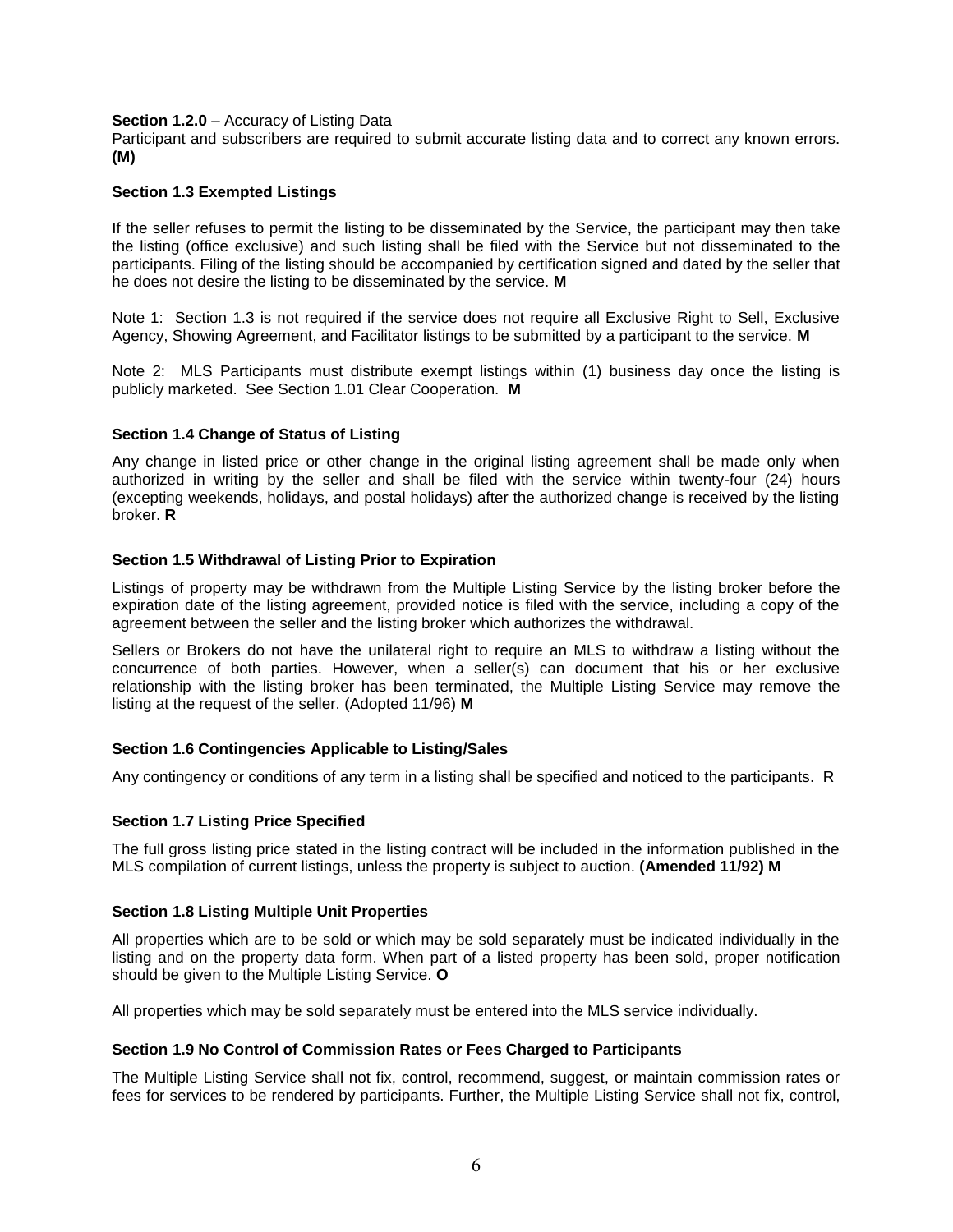**Section 1.2.0** – Accuracy of Listing Data

Participant and subscribers are required to submit accurate listing data and to correct any known errors. **(M)**

**Section 1.3 Exempted Listings**

If the seller refuses to permit the listing to be disseminated by the Service, the participant may then take the listing (office exclusive) and such listing shall be filed with the Service but not disseminated to the participants. Filing of the listing should be accompanied by certification signed and dated by the seller that he does not desire the listing to be disseminated by the service. **M**

Note 1: Section 1.3 is not required if the service does not require all Exclusive Right to Sell, Exclusive Agency, Showing Agreement, and Facilitator listings to be submitted by a participant to the service. **M**

Note 2: MLS Participants must distribute exempt listings within (1) business day once the listing is publicly marketed. See Section 1.01 Clear Cooperation. **M**

**Section 1.4 Change of Status of Listing**

Any change in listed price or other change in the original listing agreement shall be made only when authorized in writing by the seller and shall be filed with the service within twenty-four (24) hours (excepting weekends, holidays, and postal holidays) after the authorized change is received by the listing broker. **R**

**Section 1.5 Withdrawal of Listing Prior to Expiration**

Listings of property may be withdrawn from the Multiple Listing Service by the listing broker before the expiration date of the listing agreement, provided notice is filed with the service, including a copy of the agreement between the seller and the listing broker which authorizes the withdrawal.

Sellers or Brokers do not have the unilateral right to require an MLS to withdraw a listing without the concurrence of both parties. However, when a seller(s) can document that his or her exclusive relationship with the listing broker has been terminated, the Multiple Listing Service may remove the listing at the request of the seller. (Adopted 11/96) **M**

**Section 1.6 Contingencies Applicable to Listing/Sales**

Any contingency or conditions of any term in a listing shall be specified and noticed to the participants. R

**Section 1.7 Listing Price Specified**

The full gross listing price stated in the listing contract will be included in the information published in the MLS compilation of current listings, unless the property is subject to auction. **(Amended 11/92) M**

**Section 1.8 Listing Multiple Unit Properties**

All properties which are to be sold or which may be sold separately must be indicated individually in the listing and on the property data form. When part of a listed property has been sold, proper notification should be given to the Multiple Listing Service. **O**

All properties which may be sold separately must be entered into the MLS service individually.

**Section 1.9 No Control of Commission Rates or Fees Charged to Participants**

The Multiple Listing Service shall not fix, control, recommend, suggest, or maintain commission rates or fees for services to be rendered by participants. Further, the Multiple Listing Service shall not fix, control,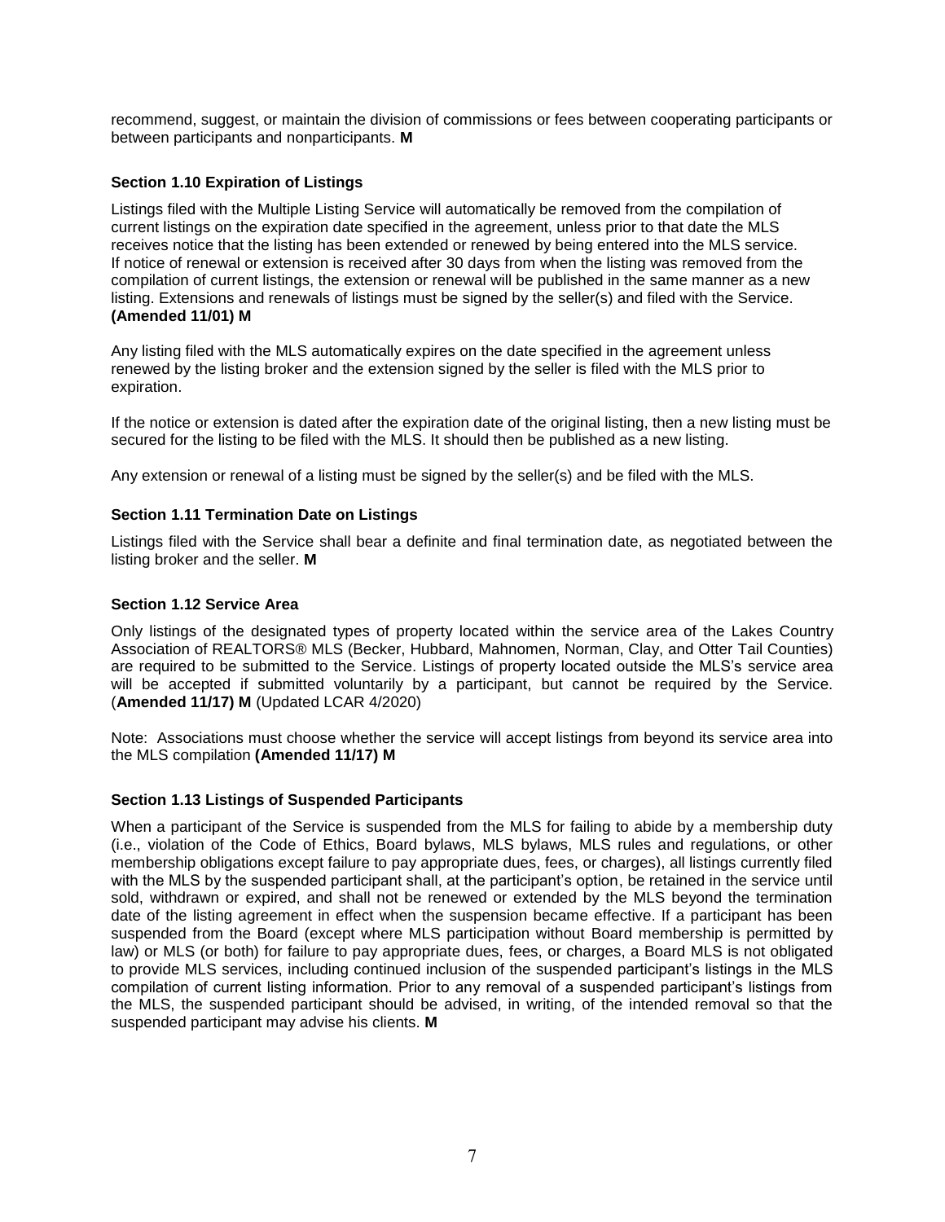recommend, suggest, or maintain the division of commissions or fees between cooperating participants or between participants and nonparticipants. **M**

### Section 1.10 Expiration of Listings

Listings filed with the Multiple Listing Service will automatically be removed from the compilation of current listings on the expiration date specified in the agreement, unless prior to that date the MLS receives notice that the listing has been extended or renewed by being entered into the MLS service. If notice of renewal or extension is received after 30 days from when the listing was removed from the compilation of current listings, the extension or renewal will be published in the same manner as a new listing. Extensions and renewals of listings must be signed by the seller(s) and filed with the Service. **(Amended 11/01) M**

Any listing filed with the MLS automatically expires on the date specified in the agreement unless renewed by the listing broker and the extension signed by the seller is filed with the MLS prior to expiration.

If the notice or extension is dated after the expiration date of the original listing, then a new listing must be secured for the listing to be filed with the MLS. It should then be published as a new listing.

Any extension or renewal of a listing must be signed by the seller(s) and be filed with the MLS.

### Section 1.11 Termination Date on Listings

Listings filed with the Service shall bear a definite and final termination date, as negotiated between the listing broker and the seller. **M**

### Section 1.12 Service Area

Only listings of the designated types of property located within the service area of the Lakes Country Association of REALTORS® MLS (Becker, Hubbard, Mahnomen, Norman, Clay, and Otter Tail Counties) are required to be submitted to the Service. Listings of property located outside the MLS's service area will be accepted if submitted voluntarily by a participant, but cannot be required by the Service. (**Amended 11/17) M** (Updated LCAR 4/2020)

Note: Associations must choose whether the service will accept listings from beyond its service area into the MLS compilation **(Amended 11/17) M**

### Section 1.13 Listings of Suspended Participants

When a participant of the Service is suspended from the MLS for failing to abide by a membership duty (i.e., violation of the Code of Ethics, Board bylaws, MLS bylaws, MLS rules and regulations, or other membership obligations except failure to pay appropriate dues, fees, or charges), all listings currently filed with the MLS by the suspended participant shall, at the participant's option, be retained in the service until sold, withdrawn or expired, and shall not be renewed or extended by the MLS beyond the termination date of the listing agreement in effect when the suspension became effective. If a participant has been suspended from the Board (except where MLS participation without Board membership is permitted by law) or MLS (or both) for failure to pay appropriate dues, fees, or charges, a Board MLS is not obligated to provide MLS services, including continued inclusion of the suspended participant's listings in the MLS compilation of current listing information. Prior to any removal of a suspended participant's listings from the MLS, the suspended participant should be advised, in writing, of the intended removal so that the suspended participant may advise his clients. **M**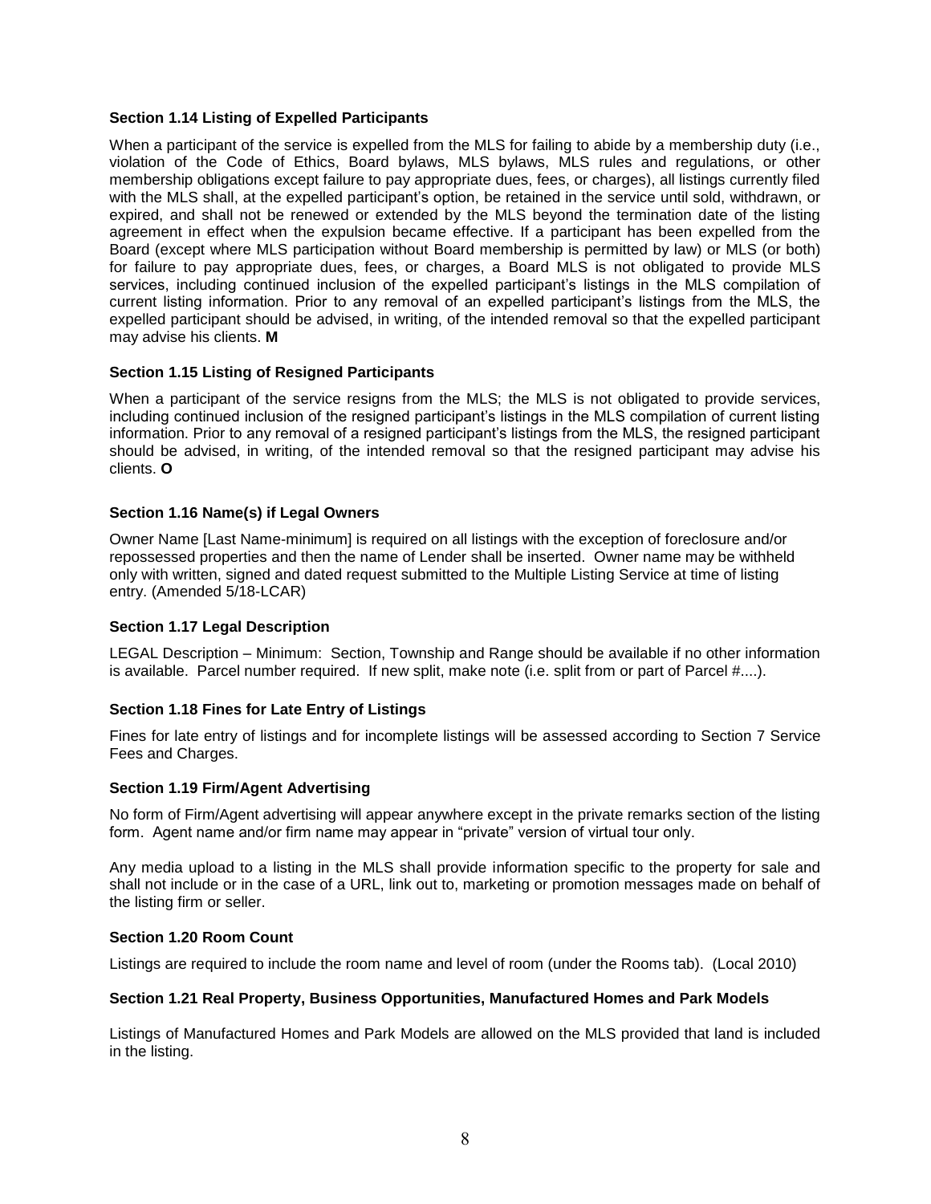### Section 1.14 Listing of Expelled Participants

When a participant of the service is expelled from the MLS for failing to abide by a membership duty (i.e., violation of the Code of Ethics, Board bylaws, MLS bylaws, MLS rules and regulations, or other membership obligations except failure to pay appropriate dues, fees, or charges), all listings currently filed with the MLS shall, at the expelled participant's option, be retained in the service until sold, withdrawn, or expired, and shall not be renewed or extended by the MLS beyond the termination date of the listing agreement in effect when the expulsion became effective. If a participant has been expelled from the Board (except where MLS participation without Board membership is permitted by law) or MLS (or both) for failure to pay appropriate dues, fees, or charges, a Board MLS is not obligated to provide MLS services, including continued inclusion of the expelled participant's listings in the MLS compilation of current listing information. Prior to any removal of an expelled participant's listings from the MLS, the expelled participant should be advised, in writing, of the intended removal so that the expelled participant may advise his clients. **M**

### Section 1.15 Listing of Resigned Participants

When a participant of the service resigns from the MLS; the MLS is not obligated to provide services, including continued inclusion of the resigned participant's listings in the MLS compilation of current listing information. Prior to any removal of a resigned participant's listings from the MLS, the resigned participant should be advised, in writing, of the intended removal so that the resigned participant may advise his clients. **O**

### Section 1.16 Name(s) if Legal Owners

Owner Name [Last Name-minimum] is required on all listings with the exception of foreclosure and/or repossessed properties and then the name of Lender shall be inserted. Owner name may be withheld only with written, signed and dated request submitted to the Multiple Listing Service at time of listing entry. (Amended 5/18-LCAR)

### Section 1.17 Legal Description

LEGAL Description – Minimum: Section, Township and Range should be available if no other information is available. Parcel number required. If new split, make note (i.e. split from or part of Parcel #....).

### Section 1.18 Fines for Late Entry of Listings

Fines for late entry of listings and for incomplete listings will be assessed according to Section 7 Service Fees and Charges.

### Section 1.19 Firm/Agent Advertising

No form of Firm/Agent advertising will appear anywhere except in the private remarks section of the listing form. Agent name and/or firm name may appear in "private" version of virtual tour only.

Any media upload to a listing in the MLS shall provide information specific to the property for sale and shall not include or in the case of a URL, link out to, marketing or promotion messages made on behalf of the listing firm or seller.

### Section 1.20 Room Count

Listings are required to include the room name and level of room (under the Rooms tab). (Local 2010)

### Section 1.21 Real Property, Business Opportunities, Manufactured Homes and Park Models

Listings of Manufactured Homes and Park Models are allowed on the MLS provided that land is included in the listing.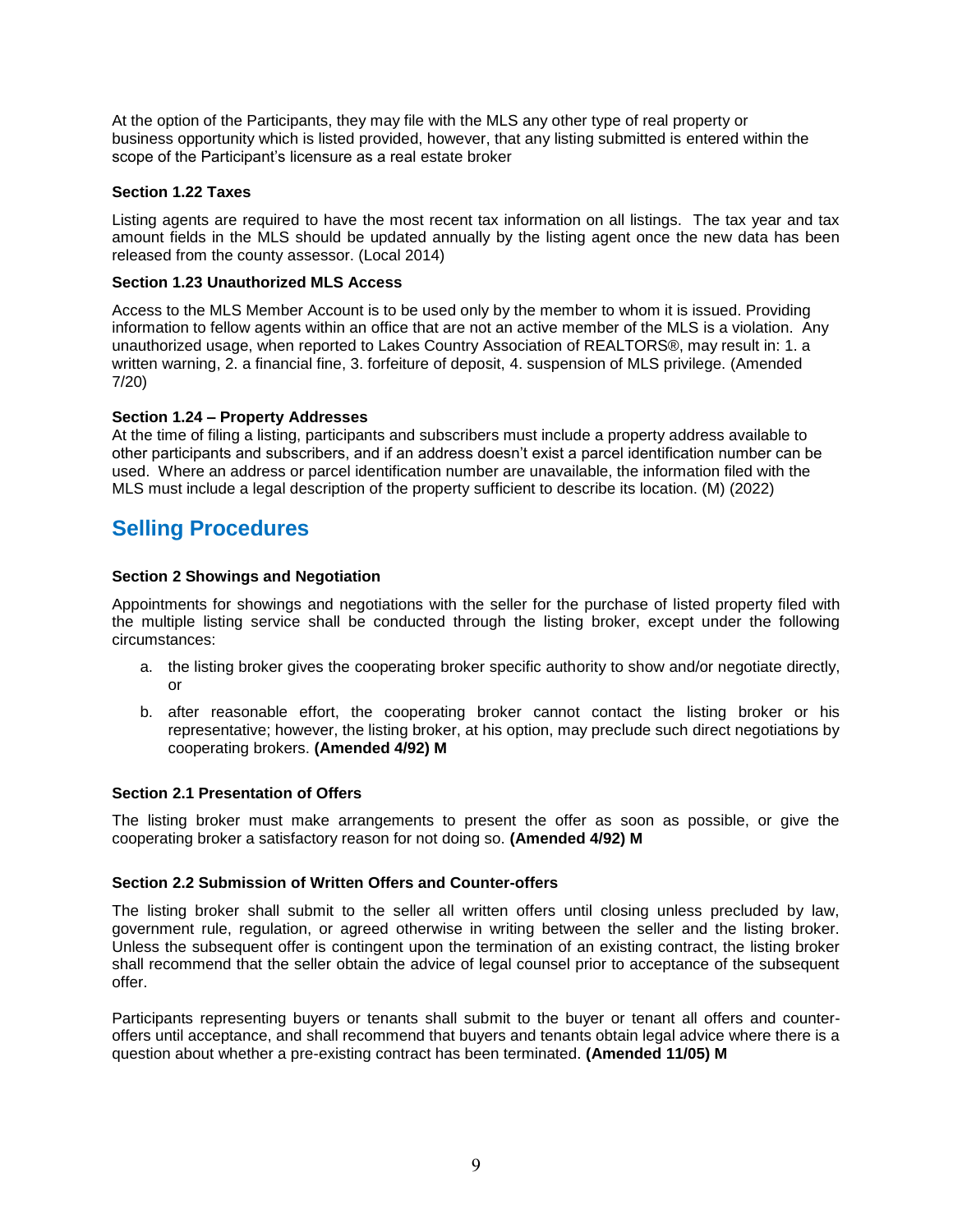At the option of the Participants, they may file with the MLS any other type of real property or business opportunity which is listed provided, however, that any listing submitted is entered within the scope of the Participant's licensure as a real estate broker

**Section 1.22 Taxes**

Listing agents are required to have the most recent tax information on all listings. The tax year and tax amount fields in the MLS should be updated annually by the listing agent once the new data has been released from the county assessor. (Local 2014)

**Section 1.23 Unauthorized MLS Access**

Access to the MLS Member Account is to be used only by the member to whom it is issued. Providing information to fellow agents within an office that are not an active member of the MLS is a violation. Any unauthorized usage, when reported to Lakes Country Association of REALTORS®, may result in: 1. a written warning, 2. a financial fine, 3. forfeiture of deposit, 4. suspension of MLS privilege. (Amended 7/20)

**Section 1.24 – Property Addresses**

At the time of filing a listing, participants and subscribers must include a property address available to other participants and subscribers, and if an address doesn't exist a parcel identification number can be used. Where an address or parcel identification number are unavailable, the information filed with the MLS must include a legal description of the property sufficient to describe its location. (M) (2022)

## Selling Procedures

**Section 2 Showings and Negotiation**

Appointments for showings and negotiations with the seller for the purchase of listed property filed with the multiple listing service shall be conducted through the listing broker, except under the following circumstances:

a. the listing broker gives the cooperating broker specific authority to show and/or negotiate directly, or

b. after reasonable effort, the cooperating broker cannot contact the listing broker or his representative; however, the listing broker, at his option, may preclude such direct negotiations by cooperating brokers. **(Amended 4/92) M**

**Section 2.1 Presentation of Offers**

The listing broker must make arrangements to present the offer as soon as possible, or give the cooperating broker a satisfactory reason for not doing so. **(Amended 4/92) M**

**Section 2.2 Submission of Written Offers and Counter-offers**

The listing broker shall submit to the seller all written offers until closing unless precluded by law, government rule, regulation, or agreed otherwise in writing between the seller and the listing broker. Unless the subsequent offer is contingent upon the termination of an existing contract, the listing broker shall recommend that the seller obtain the advice of legal counsel prior to acceptance of the subsequent offer.

Participants representing buyers or tenants shall submit to the buyer or tenant all offers and counter-offers until acceptance, and shall recommend that buyers and tenants obtain legal advice where there is a question about whether a pre-existing contract has been terminated. **(Amended 11/05) M**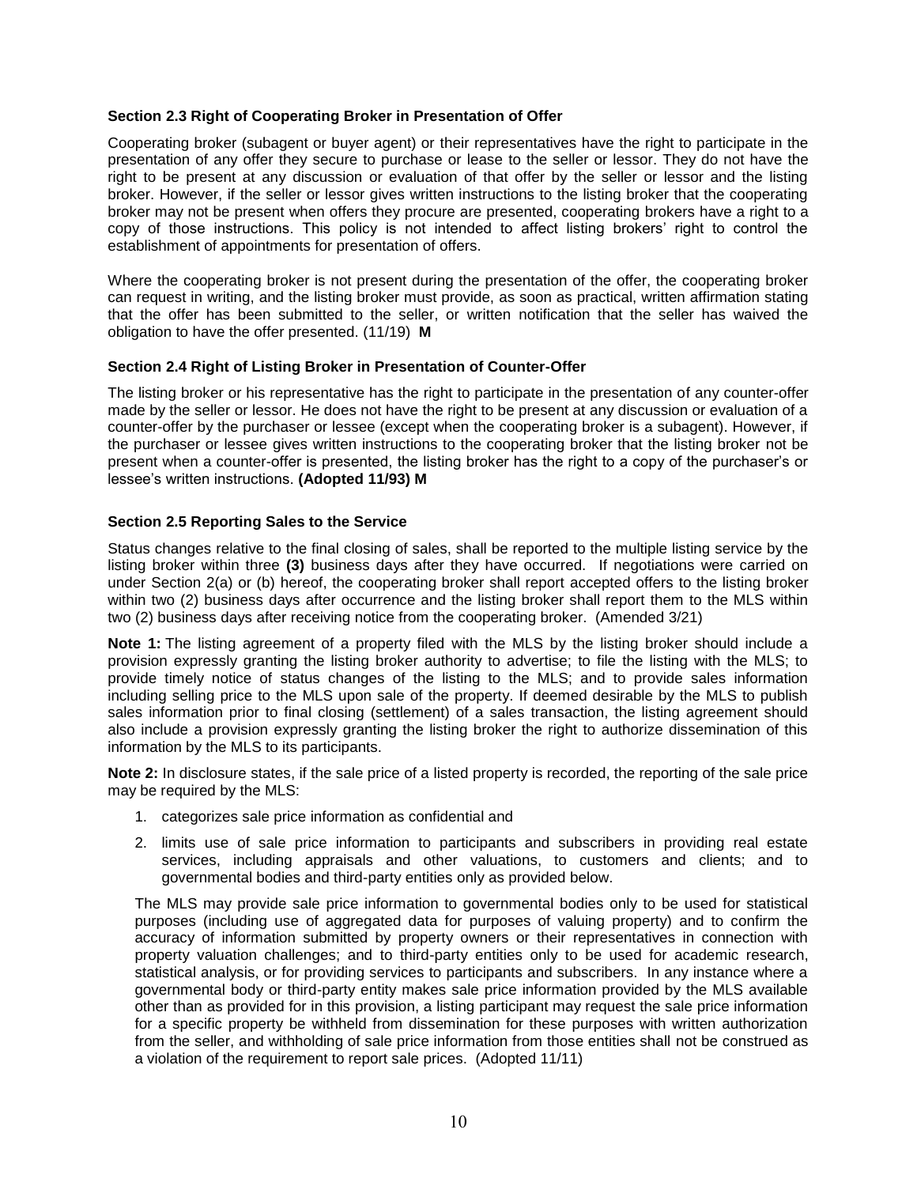### Section 2.3 Right of Cooperating Broker in Presentation of Offer

Cooperating broker (subagent or buyer agent) or their representatives have the right to participate in the presentation of any offer they secure to purchase or lease to the seller or lessor. They do not have the right to be present at any discussion or evaluation of that offer by the seller or lessor and the listing broker. However, if the seller or lessor gives written instructions to the listing broker that the cooperating broker may not be present when offers they procure are presented, cooperating brokers have a right to a copy of those instructions. This policy is not intended to affect listing brokers' right to control the establishment of appointments for presentation of offers.

Where the cooperating broker is not present during the presentation of the offer, the cooperating broker can request in writing, and the listing broker must provide, as soon as practical, written affirmation stating that the offer has been submitted to the seller, or written notification that the seller has waived the obligation to have the offer presented. (11/19) **M**

### Section 2.4 Right of Listing Broker in Presentation of Counter-Offer

The listing broker or his representative has the right to participate in the presentation of any counter-offer made by the seller or lessor. He does not have the right to be present at any discussion or evaluation of a counter-offer by the purchaser or lessee (except when the cooperating broker is a subagent). However, if the purchaser or lessee gives written instructions to the cooperating broker that the listing broker not be present when a counter-offer is presented, the listing broker has the right to a copy of the purchaser's or lessee's written instructions. **(Adopted 11/93) M**

### Section 2.5 Reporting Sales to the Service

Status changes relative to the final closing of sales, shall be reported to the multiple listing service by the listing broker within three **(3)** business days after they have occurred. If negotiations were carried on under Section 2(a) or (b) hereof, the cooperating broker shall report accepted offers to the listing broker within two (2) business days after occurrence and the listing broker shall report them to the MLS within two (2) business days after receiving notice from the cooperating broker. (Amended 3/21)

**Note 1:** The listing agreement of a property filed with the MLS by the listing broker should include a provision expressly granting the listing broker authority to advertise; to file the listing with the MLS; to provide timely notice of status changes of the listing to the MLS; and to provide sales information including selling price to the MLS upon sale of the property. If deemed desirable by the MLS to publish sales information prior to final closing (settlement) of a sales transaction, the listing agreement should also include a provision expressly granting the listing broker the right to authorize dissemination of this information by the MLS to its participants.

**Note 2:** In disclosure states, if the sale price of a listed property is recorded, the reporting of the sale price may be required by the MLS:

1. categorizes sale price information as confidential and
2. limits use of sale price information to participants and subscribers in providing real estate services, including appraisals and other valuations, to customers and clients; and to governmental bodies and third-party entities only as provided below.

The MLS may provide sale price information to governmental bodies only to be used for statistical purposes (including use of aggregated data for purposes of valuing property) and to confirm the accuracy of information submitted by property owners or their representatives in connection with property valuation challenges; and to third-party entities only to be used for academic research, statistical analysis, or for providing services to participants and subscribers. In any instance where a governmental body or third-party entity makes sale price information provided by the MLS available other than as provided for in this provision, a listing participant may request the sale price information for a specific property be withheld from dissemination for these purposes with written authorization from the seller, and withholding of sale price information from those entities shall not be construed as a violation of the requirement to report sale prices. (Adopted 11/11)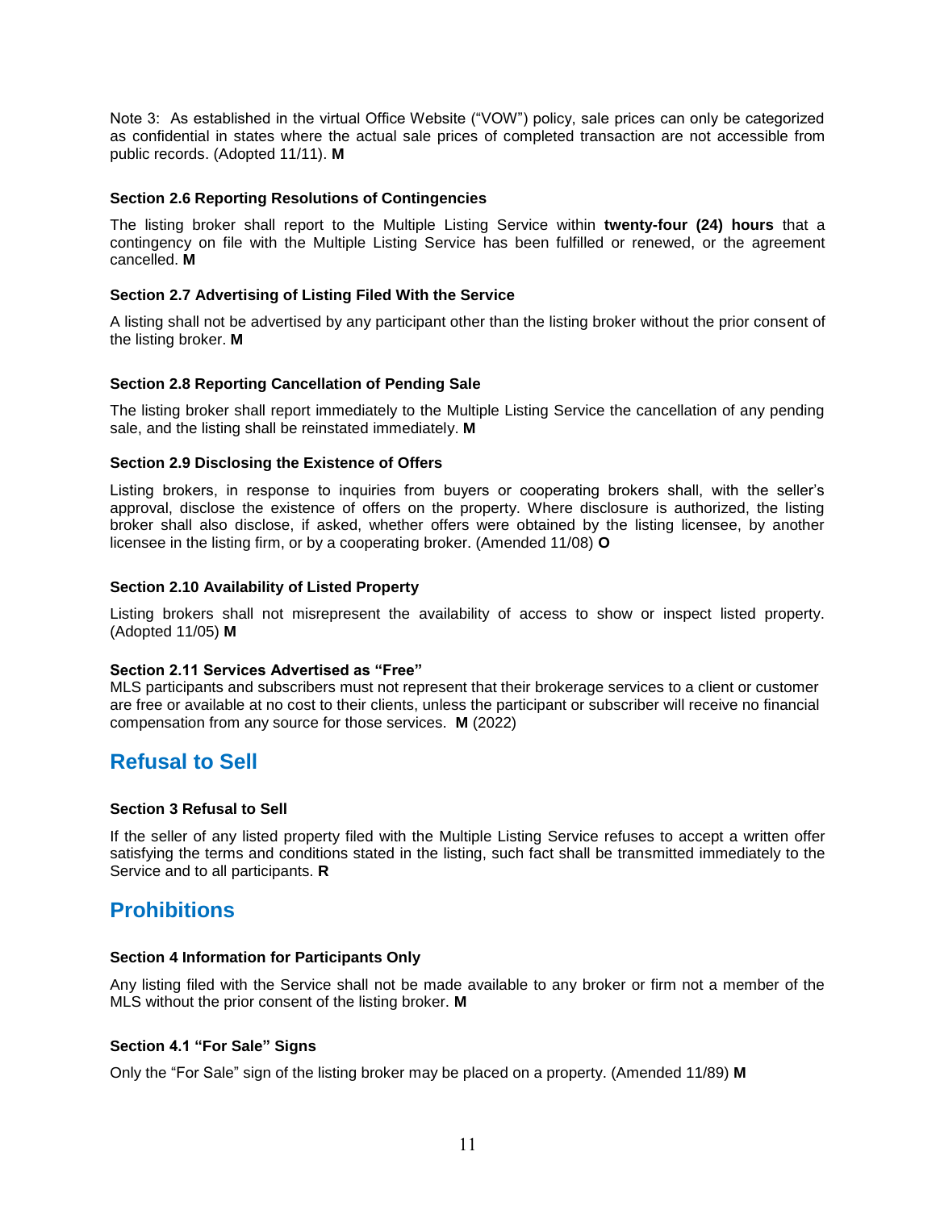Note 3: As established in the virtual Office Website ("VOW") policy, sale prices can only be categorized as confidential in states where the actual sale prices of completed transaction are not accessible from public records. (Adopted 11/11). **M**

### Section 2.6 Reporting Resolutions of Contingencies

The listing broker shall report to the Multiple Listing Service within **twenty-four (24) hours** that a contingency on file with the Multiple Listing Service has been fulfilled or renewed, or the agreement cancelled. **M**

### Section 2.7 Advertising of Listing Filed With the Service

A listing shall not be advertised by any participant other than the listing broker without the prior consent of the listing broker. **M**

### Section 2.8 Reporting Cancellation of Pending Sale

The listing broker shall report immediately to the Multiple Listing Service the cancellation of any pending sale, and the listing shall be reinstated immediately. **M**

### Section 2.9 Disclosing the Existence of Offers

Listing brokers, in response to inquiries from buyers or cooperating brokers shall, with the seller's approval, disclose the existence of offers on the property. Where disclosure is authorized, the listing broker shall also disclose, if asked, whether offers were obtained by the listing licensee, by another licensee in the listing firm, or by a cooperating broker. (Amended 11/08) **O**

### Section 2.10 Availability of Listed Property

Listing brokers shall not misrepresent the availability of access to show or inspect listed property. (Adopted 11/05) **M**

### Section 2.11 Services Advertised as "Free"

MLS participants and subscribers must not represent that their brokerage services to a client or customer are free or available at no cost to their clients, unless the participant or subscriber will receive no financial compensation from any source for those services. **M** (2022)

## Refusal to Sell

### Section 3 Refusal to Sell

If the seller of any listed property filed with the Multiple Listing Service refuses to accept a written offer satisfying the terms and conditions stated in the listing, such fact shall be transmitted immediately to the Service and to all participants. **R**

## Prohibitions

### Section 4 Information for Participants Only

Any listing filed with the Service shall not be made available to any broker or firm not a member of the MLS without the prior consent of the listing broker. **M**

### Section 4.1 "For Sale" Signs

Only the "For Sale" sign of the listing broker may be placed on a property. (Amended 11/89) **M**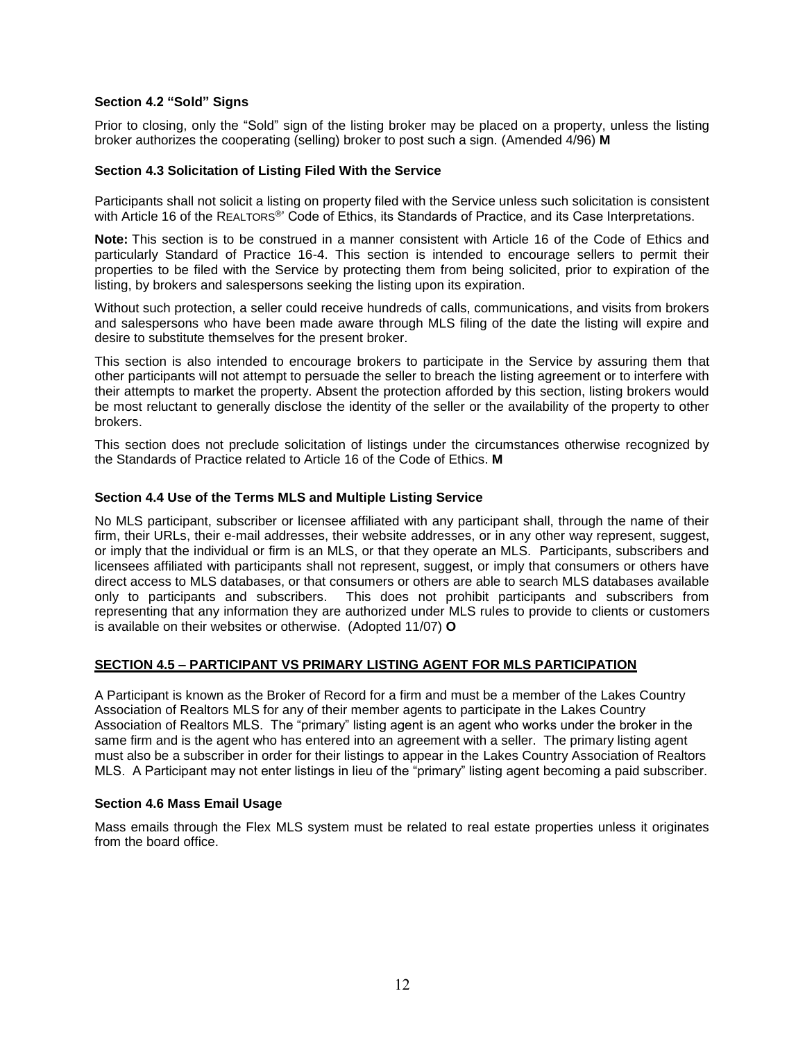### Section 4.2 "Sold" Signs

Prior to closing, only the "Sold" sign of the listing broker may be placed on a property, unless the listing broker authorizes the cooperating (selling) broker to post such a sign. (Amended 4/96) **M**

### Section 4.3 Solicitation of Listing Filed With the Service

Participants shall not solicit a listing on property filed with the Service unless such solicitation is consistent with Article 16 of the REALTORS®' Code of Ethics, its Standards of Practice, and its Case Interpretations.

**Note:** This section is to be construed in a manner consistent with Article 16 of the Code of Ethics and particularly Standard of Practice 16-4. This section is intended to encourage sellers to permit their properties to be filed with the Service by protecting them from being solicited, prior to expiration of the listing, by brokers and salespersons seeking the listing upon its expiration.

Without such protection, a seller could receive hundreds of calls, communications, and visits from brokers and salespersons who have been made aware through MLS filing of the date the listing will expire and desire to substitute themselves for the present broker.

This section is also intended to encourage brokers to participate in the Service by assuring them that other participants will not attempt to persuade the seller to breach the listing agreement or to interfere with their attempts to market the property. Absent the protection afforded by this section, listing brokers would be most reluctant to generally disclose the identity of the seller or the availability of the property to other brokers.

This section does not preclude solicitation of listings under the circumstances otherwise recognized by the Standards of Practice related to Article 16 of the Code of Ethics. **M**

### Section 4.4 Use of the Terms MLS and Multiple Listing Service

No MLS participant, subscriber or licensee affiliated with any participant shall, through the name of their firm, their URLs, their e-mail addresses, their website addresses, or in any other way represent, suggest, or imply that the individual or firm is an MLS, or that they operate an MLS. Participants, subscribers and licensees affiliated with participants shall not represent, suggest, or imply that consumers or others have direct access to MLS databases, or that consumers or others are able to search MLS databases available only to participants and subscribers. This does not prohibit participants and subscribers from representing that any information they are authorized under MLS rules to provide to clients or customers is available on their websites or otherwise. (Adopted 11/07) **O**

### SECTION 4.5 – PARTICIPANT VS PRIMARY LISTING AGENT FOR MLS PARTICIPATION

A Participant is known as the Broker of Record for a firm and must be a member of the Lakes Country Association of Realtors MLS for any of their member agents to participate in the Lakes Country Association of Realtors MLS. The "primary" listing agent is an agent who works under the broker in the same firm and is the agent who has entered into an agreement with a seller. The primary listing agent must also be a subscriber in order for their listings to appear in the Lakes Country Association of Realtors MLS. A Participant may not enter listings in lieu of the "primary" listing agent becoming a paid subscriber.

### Section 4.6 Mass Email Usage

Mass emails through the Flex MLS system must be related to real estate properties unless it originates from the board office.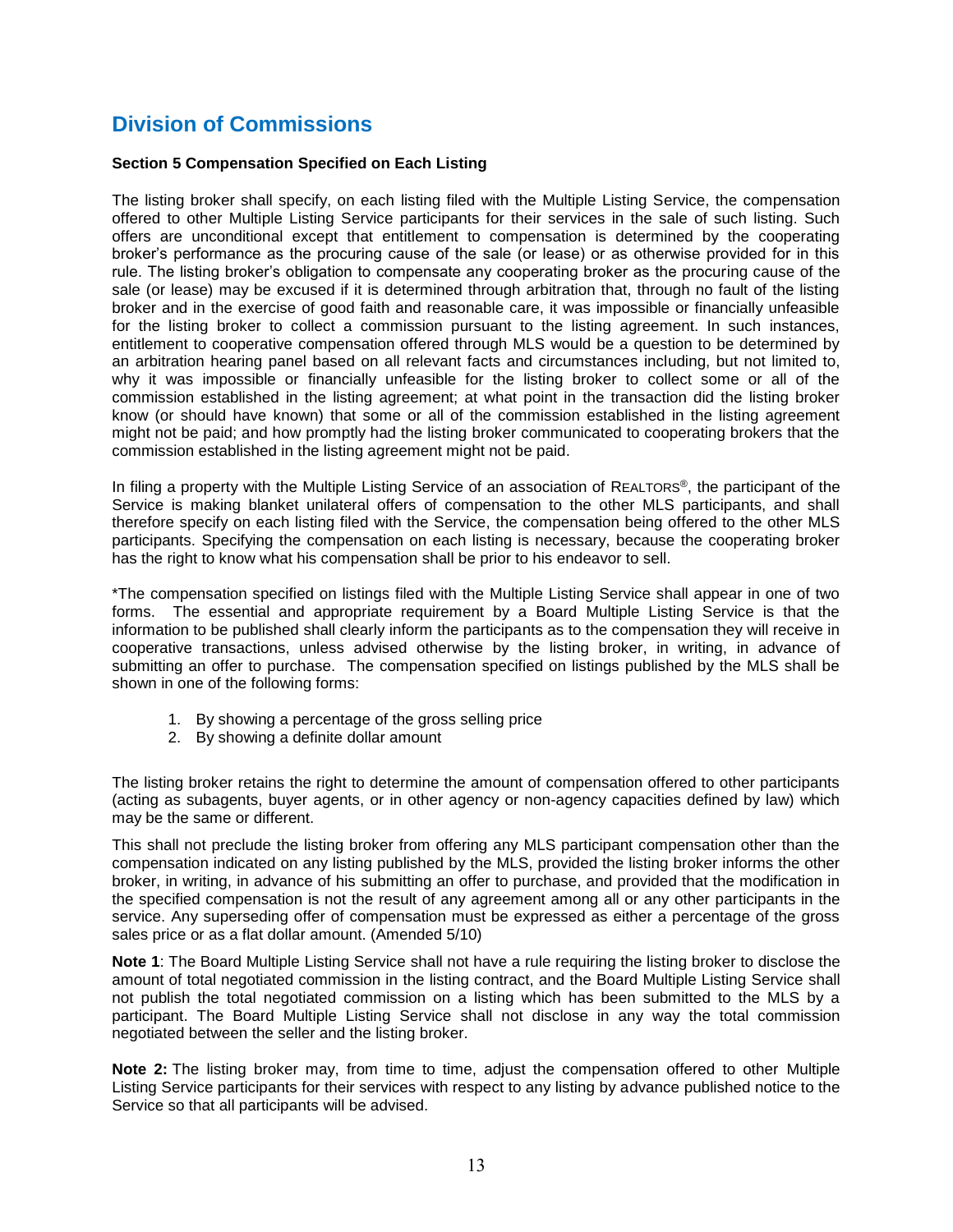## Division of Commissions

**Section 5 Compensation Specified on Each Listing**

The listing broker shall specify, on each listing filed with the Multiple Listing Service, the compensation offered to other Multiple Listing Service participants for their services in the sale of such listing. Such offers are unconditional except that entitlement to compensation is determined by the cooperating broker's performance as the procuring cause of the sale (or lease) or as otherwise provided for in this rule. The listing broker's obligation to compensate any cooperating broker as the procuring cause of the sale (or lease) may be excused if it is determined through arbitration that, through no fault of the listing broker and in the exercise of good faith and reasonable care, it was impossible or financially unfeasible for the listing broker to collect a commission pursuant to the listing agreement. In such instances, entitlement to cooperative compensation offered through MLS would be a question to be determined by an arbitration hearing panel based on all relevant facts and circumstances including, but not limited to, why it was impossible or financially unfeasible for the listing broker to collect some or all of the commission established in the listing agreement; at what point in the transaction did the listing broker know (or should have known) that some or all of the commission established in the listing agreement might not be paid; and how promptly had the listing broker communicated to cooperating brokers that the commission established in the listing agreement might not be paid.

In filing a property with the Multiple Listing Service of an association of REALTORS®, the participant of the Service is making blanket unilateral offers of compensation to the other MLS participants, and shall therefore specify on each listing filed with the Service, the compensation being offered to the other MLS participants. Specifying the compensation on each listing is necessary, because the cooperating broker has the right to know what his compensation shall be prior to his endeavor to sell.

*The compensation specified on listings filed with the Multiple Listing Service shall appear in one of two forms. The essential and appropriate requirement by a Board Multiple Listing Service is that the information to be published shall clearly inform the participants as to the compensation they will receive in cooperative transactions, unless advised otherwise by the listing broker, in writing, in advance of submitting an offer to purchase. The compensation specified on listings published by the MLS shall be shown in one of the following forms:

1. By showing a percentage of the gross selling price
2. By showing a definite dollar amount

The listing broker retains the right to determine the amount of compensation offered to other participants (acting as subagents, buyer agents, or in other agency or non-agency capacities defined by law) which may be the same or different.

This shall not preclude the listing broker from offering any MLS participant compensation other than the compensation indicated on any listing published by the MLS, provided the listing broker informs the other broker, in writing, in advance of his submitting an offer to purchase, and provided that the modification in the specified compensation is not the result of any agreement among all or any other participants in the service. Any superseding offer of compensation must be expressed as either a percentage of the gross sales price or as a flat dollar amount. (Amended 5/10)

**Note 1**: The Board Multiple Listing Service shall not have a rule requiring the listing broker to disclose the amount of total negotiated commission in the listing contract, and the Board Multiple Listing Service shall not publish the total negotiated commission on a listing which has been submitted to the MLS by a participant. The Board Multiple Listing Service shall not disclose in any way the total commission negotiated between the seller and the listing broker.

**Note 2:** The listing broker may, from time to time, adjust the compensation offered to other Multiple Listing Service participants for their services with respect to any listing by advance published notice to the Service so that all participants will be advised.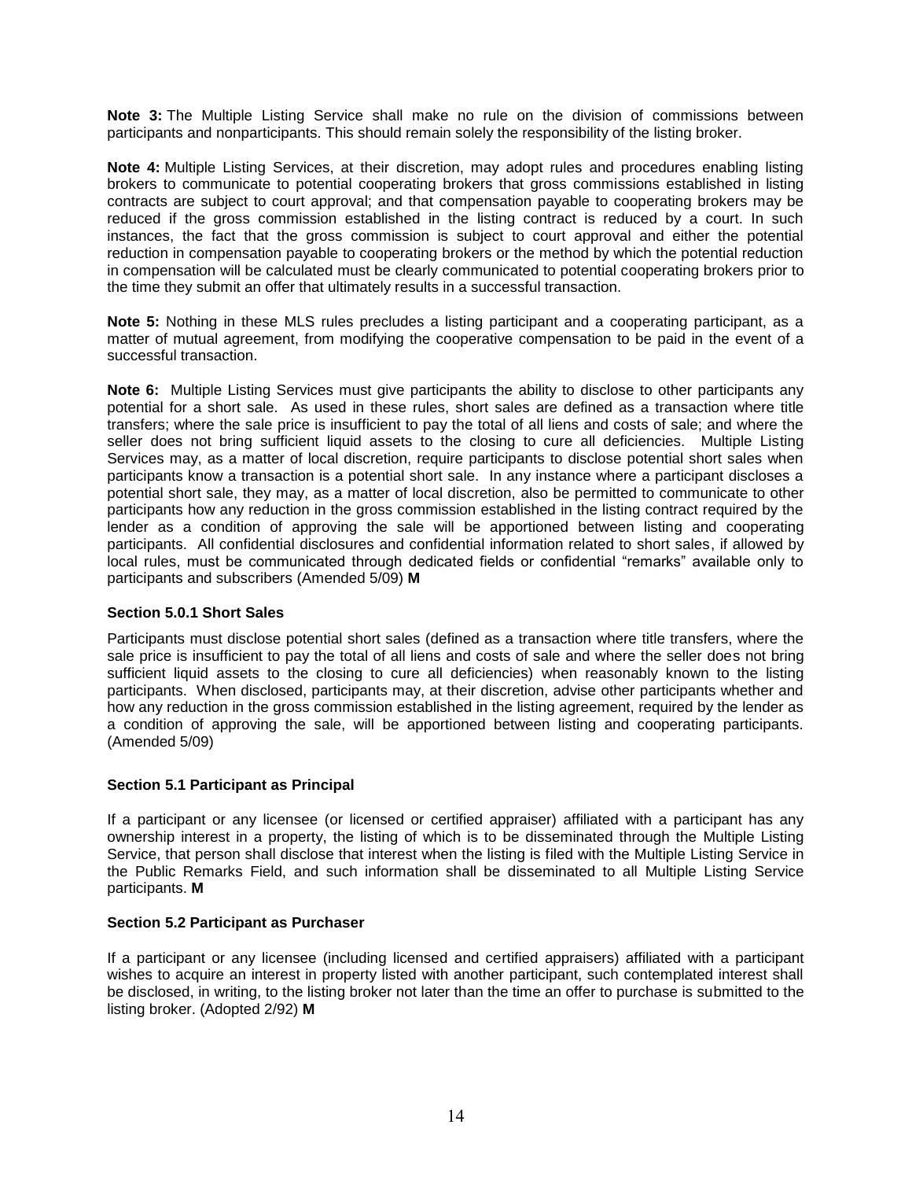**Note 3:** The Multiple Listing Service shall make no rule on the division of commissions between participants and nonparticipants. This should remain solely the responsibility of the listing broker.

**Note 4:** Multiple Listing Services, at their discretion, may adopt rules and procedures enabling listing brokers to communicate to potential cooperating brokers that gross commissions established in listing contracts are subject to court approval; and that compensation payable to cooperating brokers may be reduced if the gross commission established in the listing contract is reduced by a court. In such instances, the fact that the gross commission is subject to court approval and either the potential reduction in compensation payable to cooperating brokers or the method by which the potential reduction in compensation will be calculated must be clearly communicated to potential cooperating brokers prior to the time they submit an offer that ultimately results in a successful transaction.

**Note 5:** Nothing in these MLS rules precludes a listing participant and a cooperating participant, as a matter of mutual agreement, from modifying the cooperative compensation to be paid in the event of a successful transaction.

**Note 6:** Multiple Listing Services must give participants the ability to disclose to other participants any potential for a short sale. As used in these rules, short sales are defined as a transaction where title transfers; where the sale price is insufficient to pay the total of all liens and costs of sale; and where the seller does not bring sufficient liquid assets to the closing to cure all deficiencies. Multiple Listing Services may, as a matter of local discretion, require participants to disclose potential short sales when participants know a transaction is a potential short sale. In any instance where a participant discloses a potential short sale, they may, as a matter of local discretion, also be permitted to communicate to other participants how any reduction in the gross commission established in the listing contract required by the lender as a condition of approving the sale will be apportioned between listing and cooperating participants. All confidential disclosures and confidential information related to short sales, if allowed by local rules, must be communicated through dedicated fields or confidential "remarks" available only to participants and subscribers (Amended 5/09) **M**

**Section 5.0.1 Short Sales**

Participants must disclose potential short sales (defined as a transaction where title transfers, where the sale price is insufficient to pay the total of all liens and costs of sale and where the seller does not bring sufficient liquid assets to the closing to cure all deficiencies) when reasonably known to the listing participants. When disclosed, participants may, at their discretion, advise other participants whether and how any reduction in the gross commission established in the listing agreement, required by the lender as a condition of approving the sale, will be apportioned between listing and cooperating participants. (Amended 5/09)

**Section 5.1 Participant as Principal**

If a participant or any licensee (or licensed or certified appraiser) affiliated with a participant has any ownership interest in a property, the listing of which is to be disseminated through the Multiple Listing Service, that person shall disclose that interest when the listing is filed with the Multiple Listing Service in the Public Remarks Field, and such information shall be disseminated to all Multiple Listing Service participants. **M**

**Section 5.2 Participant as Purchaser**

If a participant or any licensee (including licensed and certified appraisers) affiliated with a participant wishes to acquire an interest in property listed with another participant, such contemplated interest shall be disclosed, in writing, to the listing broker not later than the time an offer to purchase is submitted to the listing broker. (Adopted 2/92) **M**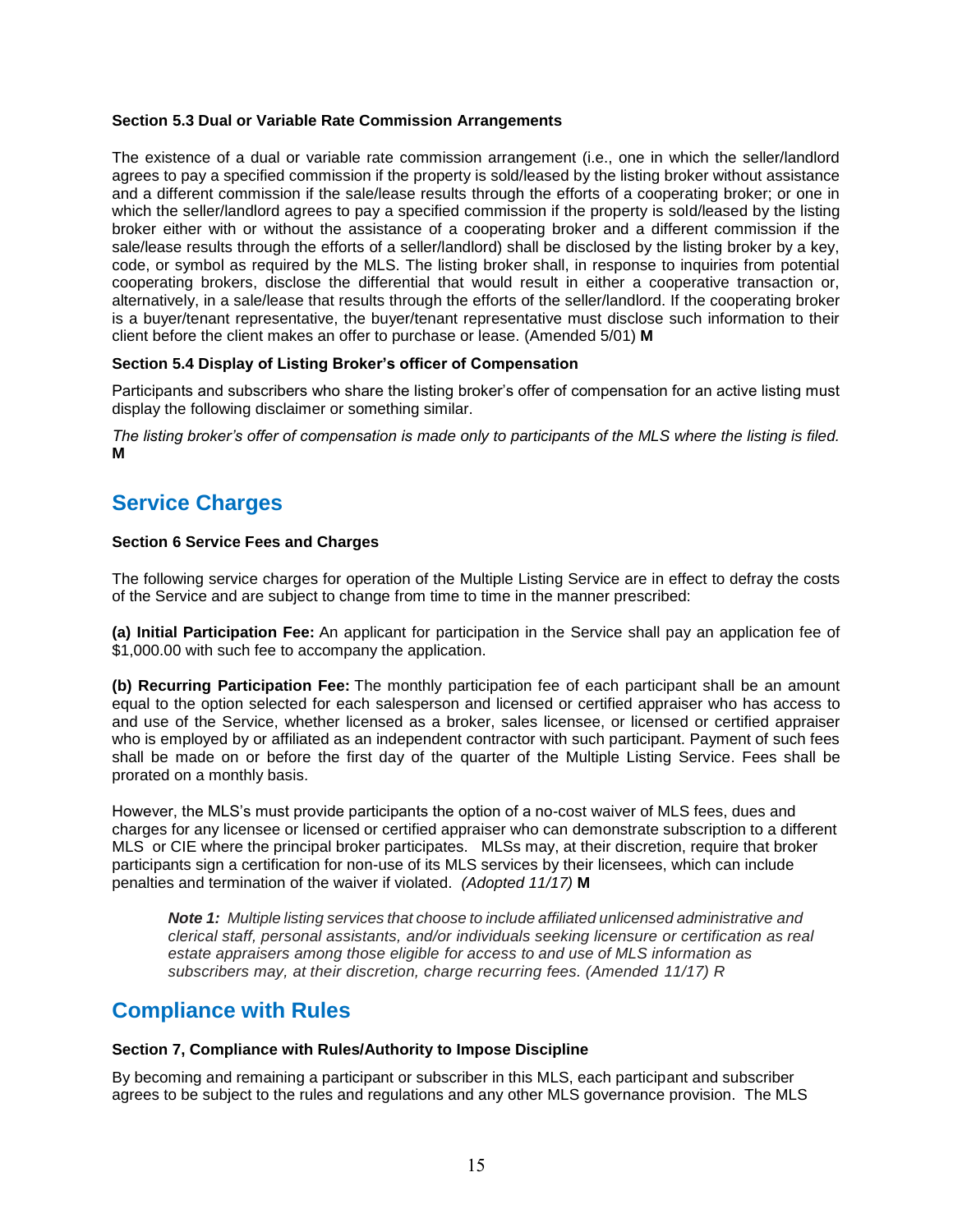**Section 5.3 Dual or Variable Rate Commission Arrangements**

The existence of a dual or variable rate commission arrangement (i.e., one in which the seller/landlord agrees to pay a specified commission if the property is sold/leased by the listing broker without assistance and a different commission if the sale/lease results through the efforts of a cooperating broker; or one in which the seller/landlord agrees to pay a specified commission if the property is sold/leased by the listing broker either with or without the assistance of a cooperating broker and a different commission if the sale/lease results through the efforts of a seller/landlord) shall be disclosed by the listing broker by a key, code, or symbol as required by the MLS. The listing broker shall, in response to inquiries from potential cooperating brokers, disclose the differential that would result in either a cooperative transaction or, alternatively, in a sale/lease that results through the efforts of the seller/landlord. If the cooperating broker is a buyer/tenant representative, the buyer/tenant representative must disclose such information to their client before the client makes an offer to purchase or lease. (Amended 5/01) **M**

**Section 5.4 Display of Listing Broker's officer of Compensation**

Participants and subscribers who share the listing broker's offer of compensation for an active listing must display the following disclaimer or something similar.

*The listing broker's offer of compensation is made only to participants of the MLS where the listing is filed.* **M**

## Service Charges

**Section 6 Service Fees and Charges**

The following service charges for operation of the Multiple Listing Service are in effect to defray the costs of the Service and are subject to change from time to time in the manner prescribed:

**(a) Initial Participation Fee:** An applicant for participation in the Service shall pay an application fee of $1,000.00 with such fee to accompany the application.

**(b) Recurring Participation Fee:** The monthly participation fee of each participant shall be an amount equal to the option selected for each salesperson and licensed or certified appraiser who has access to and use of the Service, whether licensed as a broker, sales licensee, or licensed or certified appraiser who is employed by or affiliated as an independent contractor with such participant. Payment of such fees shall be made on or before the first day of the quarter of the Multiple Listing Service. Fees shall be prorated on a monthly basis.

However, the MLS's must provide participants the option of a no-cost waiver of MLS fees, dues and charges for any licensee or licensed or certified appraiser who can demonstrate subscription to a different MLS or CIE where the principal broker participates. MLSs may, at their discretion, require that broker participants sign a certification for non-use of its MLS services by their licensees, which can include penalties and termination of the waiver if violated. *(Adopted 11/17)* **M**

> ***Note 1:*** *Multiple listing services that choose to include affiliated unlicensed administrative and clerical staff, personal assistants, and/or individuals seeking licensure or certification as real estate appraisers among those eligible for access to and use of MLS information as subscribers may, at their discretion, charge recurring fees. (Amended 11/17) R*

## Compliance with Rules

**Section 7, Compliance with Rules/Authority to Impose Discipline**

By becoming and remaining a participant or subscriber in this MLS, each participant and subscriber agrees to be subject to the rules and regulations and any other MLS governance provision. The MLS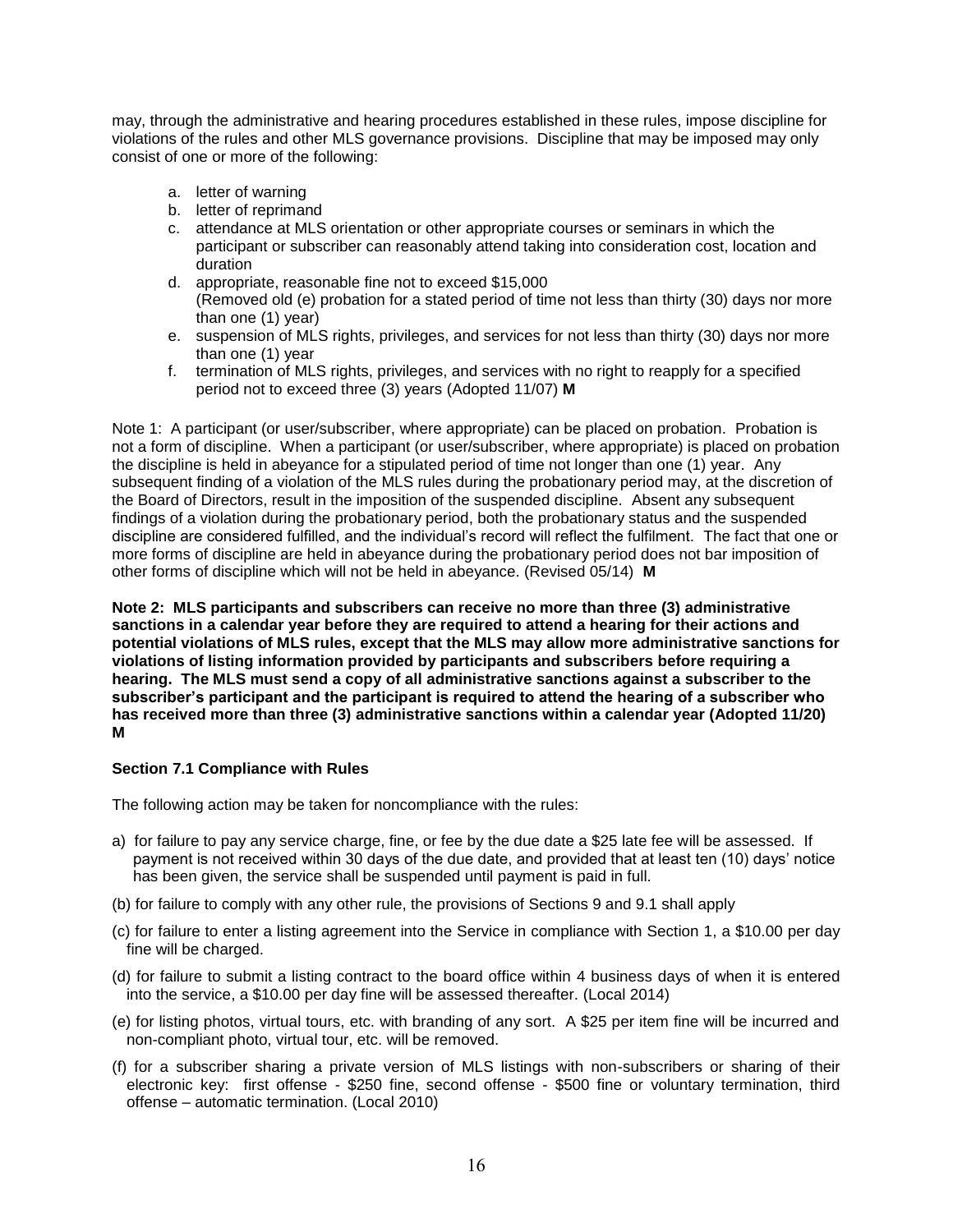may, through the administrative and hearing procedures established in these rules, impose discipline for violations of the rules and other MLS governance provisions. Discipline that may be imposed may only consist of one or more of the following:

a. letter of warning
b. letter of reprimand
c. attendance at MLS orientation or other appropriate courses or seminars in which the participant or subscriber can reasonably attend taking into consideration cost, location and duration
d. appropriate, reasonable fine not to exceed $15,000
   (Removed old (e) probation for a stated period of time not less than thirty (30) days nor more than one (1) year)
e. suspension of MLS rights, privileges, and services for not less than thirty (30) days nor more than one (1) year
f. termination of MLS rights, privileges, and services with no right to reapply for a specified period not to exceed three (3) years (Adopted 11/07) **M**

Note 1: A participant (or user/subscriber, where appropriate) can be placed on probation. Probation is not a form of discipline. When a participant (or user/subscriber, where appropriate) is placed on probation the discipline is held in abeyance for a stipulated period of time not longer than one (1) year. Any subsequent finding of a violation of the MLS rules during the probationary period may, at the discretion of the Board of Directors, result in the imposition of the suspended discipline. Absent any subsequent findings of a violation during the probationary period, both the probationary status and the suspended discipline are considered fulfilled, and the individual's record will reflect the fulfilment. The fact that one or more forms of discipline are held in abeyance during the probationary period does not bar imposition of other forms of discipline which will not be held in abeyance. (Revised 05/14) **M**

**Note 2: MLS participants and subscribers can receive no more than three (3) administrative sanctions in a calendar year before they are required to attend a hearing for their actions and potential violations of MLS rules, except that the MLS may allow more administrative sanctions for violations of listing information provided by participants and subscribers before requiring a hearing. The MLS must send a copy of all administrative sanctions against a subscriber to the subscriber's participant and the participant is required to attend the hearing of a subscriber who has received more than three (3) administrative sanctions within a calendar year (Adopted 11/20) M**

### Section 7.1 Compliance with Rules

The following action may be taken for noncompliance with the rules:

a) for failure to pay any service charge, fine, or fee by the due date a $25 late fee will be assessed. If payment is not received within 30 days of the due date, and provided that at least ten (10) days' notice has been given, the service shall be suspended until payment is paid in full.

(b) for failure to comply with any other rule, the provisions of Sections 9 and 9.1 shall apply

(c) for failure to enter a listing agreement into the Service in compliance with Section 1, a $10.00 per day fine will be charged.

(d) for failure to submit a listing contract to the board office within 4 business days of when it is entered into the service, a $10.00 per day fine will be assessed thereafter. (Local 2014)

(e) for listing photos, virtual tours, etc. with branding of any sort. A $25 per item fine will be incurred and non-compliant photo, virtual tour, etc. will be removed.

(f) for a subscriber sharing a private version of MLS listings with non-subscribers or sharing of their electronic key: first offense - $250 fine, second offense - $500 fine or voluntary termination, third offense – automatic termination. (Local 2010)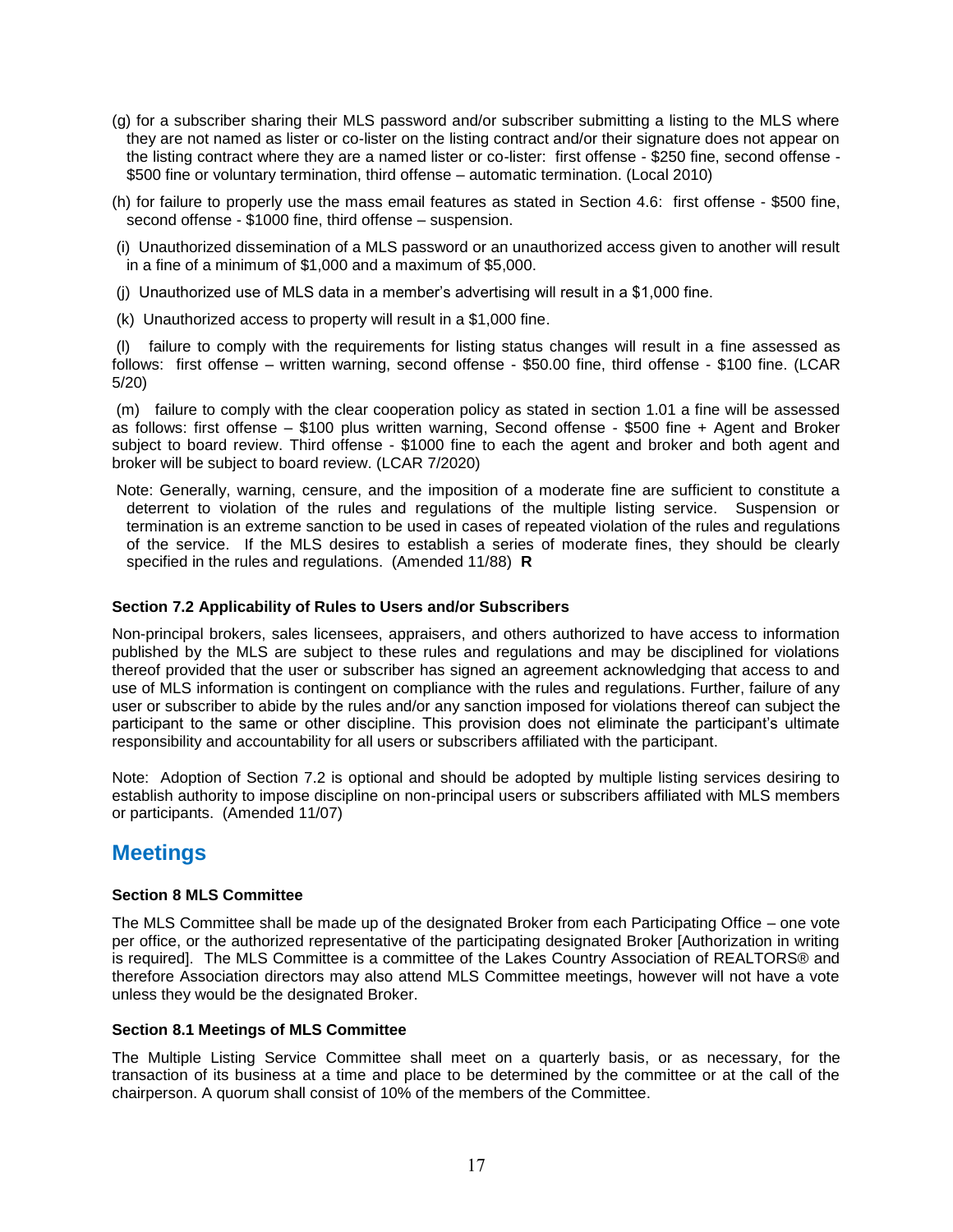(g) for a subscriber sharing their MLS password and/or subscriber submitting a listing to the MLS where they are not named as lister or co-lister on the listing contract and/or their signature does not appear on the listing contract where they are a named lister or co-lister: first offense - $250 fine, second offense - $500 fine or voluntary termination, third offense – automatic termination. (Local 2010)

(h) for failure to properly use the mass email features as stated in Section 4.6: first offense - $500 fine, second offense - $1000 fine, third offense – suspension.

(i) Unauthorized dissemination of a MLS password or an unauthorized access given to another will result in a fine of a minimum of $1,000 and a maximum of $5,000.

(j) Unauthorized use of MLS data in a member's advertising will result in a $1,000 fine.

(k) Unauthorized access to property will result in a $1,000 fine.

(l) failure to comply with the requirements for listing status changes will result in a fine assessed as follows: first offense – written warning, second offense - $50.00 fine, third offense - $100 fine. (LCAR 5/20)

(m) failure to comply with the clear cooperation policy as stated in section 1.01 a fine will be assessed as follows: first offense – $100 plus written warning, Second offense - $500 fine + Agent and Broker subject to board review. Third offense - $1000 fine to each the agent and broker and both agent and broker will be subject to board review. (LCAR 7/2020)

Note: Generally, warning, censure, and the imposition of a moderate fine are sufficient to constitute a deterrent to violation of the rules and regulations of the multiple listing service. Suspension or termination is an extreme sanction to be used in cases of repeated violation of the rules and regulations of the service. If the MLS desires to establish a series of moderate fines, they should be clearly specified in the rules and regulations. (Amended 11/88) **R**

**Section 7.2 Applicability of Rules to Users and/or Subscribers**

Non-principal brokers, sales licensees, appraisers, and others authorized to have access to information published by the MLS are subject to these rules and regulations and may be disciplined for violations thereof provided that the user or subscriber has signed an agreement acknowledging that access to and use of MLS information is contingent on compliance with the rules and regulations. Further, failure of any user or subscriber to abide by the rules and/or any sanction imposed for violations thereof can subject the participant to the same or other discipline. This provision does not eliminate the participant's ultimate responsibility and accountability for all users or subscribers affiliated with the participant.

Note: Adoption of Section 7.2 is optional and should be adopted by multiple listing services desiring to establish authority to impose discipline on non-principal users or subscribers affiliated with MLS members or participants. (Amended 11/07)

## Meetings

**Section 8 MLS Committee**

The MLS Committee shall be made up of the designated Broker from each Participating Office – one vote per office, or the authorized representative of the participating designated Broker [Authorization in writing is required]. The MLS Committee is a committee of the Lakes Country Association of REALTORS® and therefore Association directors may also attend MLS Committee meetings, however will not have a vote unless they would be the designated Broker.

**Section 8.1 Meetings of MLS Committee**

The Multiple Listing Service Committee shall meet on a quarterly basis, or as necessary, for the transaction of its business at a time and place to be determined by the committee or at the call of the chairperson. A quorum shall consist of 10% of the members of the Committee.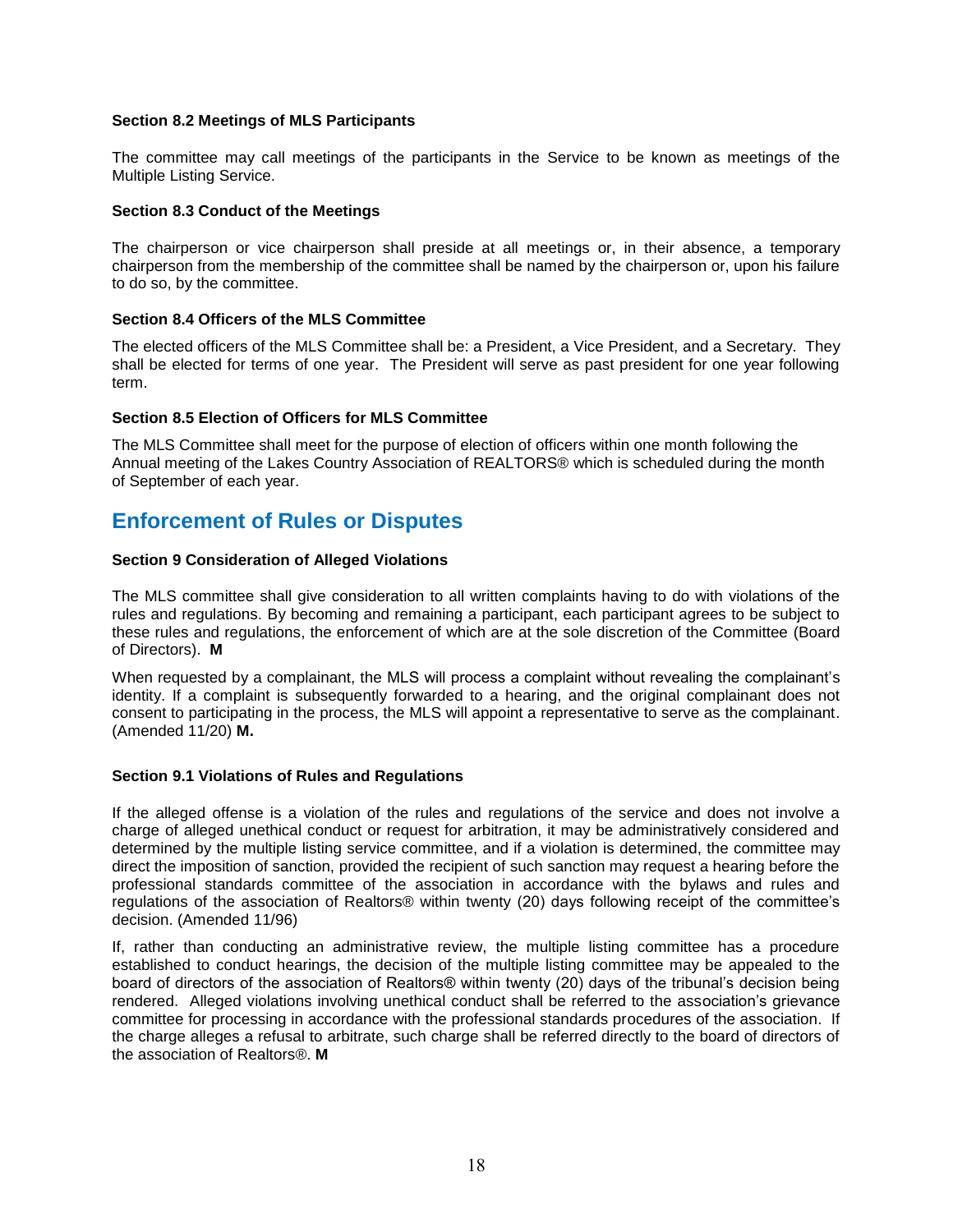**Section 8.2 Meetings of MLS Participants**

The committee may call meetings of the participants in the Service to be known as meetings of the Multiple Listing Service.

**Section 8.3 Conduct of the Meetings**

The chairperson or vice chairperson shall preside at all meetings or, in their absence, a temporary chairperson from the membership of the committee shall be named by the chairperson or, upon his failure to do so, by the committee.

**Section 8.4 Officers of the MLS Committee**

The elected officers of the MLS Committee shall be: a President, a Vice President, and a Secretary. They shall be elected for terms of one year. The President will serve as past president for one year following term.

**Section 8.5 Election of Officers for MLS Committee**

The MLS Committee shall meet for the purpose of election of officers within one month following the Annual meeting of the Lakes Country Association of REALTORS® which is scheduled during the month of September of each year.

## Enforcement of Rules or Disputes

**Section 9 Consideration of Alleged Violations**

The MLS committee shall give consideration to all written complaints having to do with violations of the rules and regulations. By becoming and remaining a participant, each participant agrees to be subject to these rules and regulations, the enforcement of which are at the sole discretion of the Committee (Board of Directors). **M**

When requested by a complainant, the MLS will process a complaint without revealing the complainant's identity. If a complaint is subsequently forwarded to a hearing, and the original complainant does not consent to participating in the process, the MLS will appoint a representative to serve as the complainant. (Amended 11/20) **M.**

**Section 9.1 Violations of Rules and Regulations**

If the alleged offense is a violation of the rules and regulations of the service and does not involve a charge of alleged unethical conduct or request for arbitration, it may be administratively considered and determined by the multiple listing service committee, and if a violation is determined, the committee may direct the imposition of sanction, provided the recipient of such sanction may request a hearing before the professional standards committee of the association in accordance with the bylaws and rules and regulations of the association of Realtors® within twenty (20) days following receipt of the committee's decision. (Amended 11/96)

If, rather than conducting an administrative review, the multiple listing committee has a procedure established to conduct hearings, the decision of the multiple listing committee may be appealed to the board of directors of the association of Realtors® within twenty (20) days of the tribunal's decision being rendered. Alleged violations involving unethical conduct shall be referred to the association's grievance committee for processing in accordance with the professional standards procedures of the association. If the charge alleges a refusal to arbitrate, such charge shall be referred directly to the board of directors of the association of Realtors®. **M**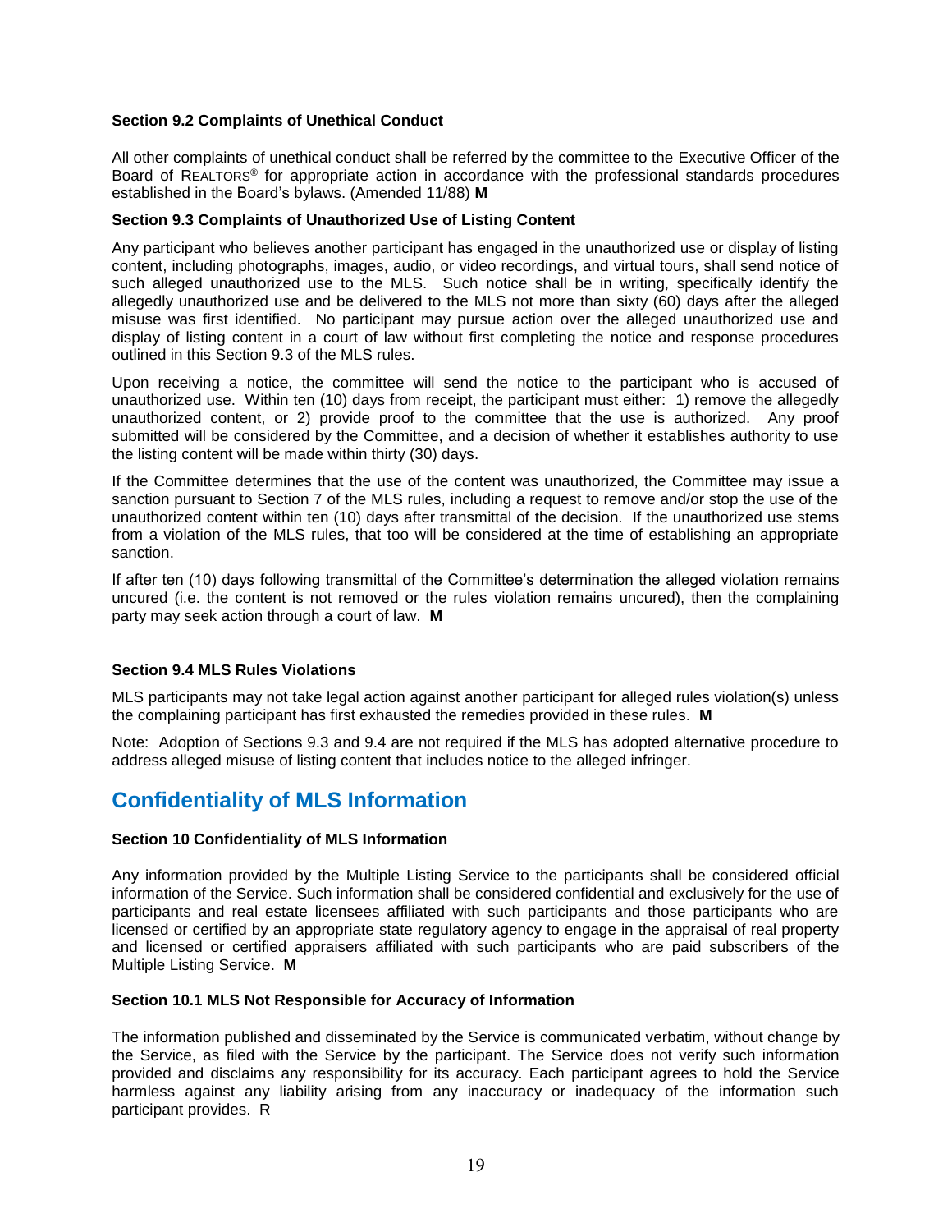**Section 9.2 Complaints of Unethical Conduct**

All other complaints of unethical conduct shall be referred by the committee to the Executive Officer of the Board of REALTORS® for appropriate action in accordance with the professional standards procedures established in the Board's bylaws. (Amended 11/88) **M**

**Section 9.3 Complaints of Unauthorized Use of Listing Content**

Any participant who believes another participant has engaged in the unauthorized use or display of listing content, including photographs, images, audio, or video recordings, and virtual tours, shall send notice of such alleged unauthorized use to the MLS. Such notice shall be in writing, specifically identify the allegedly unauthorized use and be delivered to the MLS not more than sixty (60) days after the alleged misuse was first identified. No participant may pursue action over the alleged unauthorized use and display of listing content in a court of law without first completing the notice and response procedures outlined in this Section 9.3 of the MLS rules.

Upon receiving a notice, the committee will send the notice to the participant who is accused of unauthorized use. Within ten (10) days from receipt, the participant must either: 1) remove the allegedly unauthorized content, or 2) provide proof to the committee that the use is authorized. Any proof submitted will be considered by the Committee, and a decision of whether it establishes authority to use the listing content will be made within thirty (30) days.

If the Committee determines that the use of the content was unauthorized, the Committee may issue a sanction pursuant to Section 7 of the MLS rules, including a request to remove and/or stop the use of the unauthorized content within ten (10) days after transmittal of the decision. If the unauthorized use stems from a violation of the MLS rules, that too will be considered at the time of establishing an appropriate sanction.

If after ten (10) days following transmittal of the Committee's determination the alleged violation remains uncured (i.e. the content is not removed or the rules violation remains uncured), then the complaining party may seek action through a court of law. **M**

**Section 9.4 MLS Rules Violations**

MLS participants may not take legal action against another participant for alleged rules violation(s) unless the complaining participant has first exhausted the remedies provided in these rules. **M**

Note: Adoption of Sections 9.3 and 9.4 are not required if the MLS has adopted alternative procedure to address alleged misuse of listing content that includes notice to the alleged infringer.

## Confidentiality of MLS Information

**Section 10 Confidentiality of MLS Information**

Any information provided by the Multiple Listing Service to the participants shall be considered official information of the Service. Such information shall be considered confidential and exclusively for the use of participants and real estate licensees affiliated with such participants and those participants who are licensed or certified by an appropriate state regulatory agency to engage in the appraisal of real property and licensed or certified appraisers affiliated with such participants who are paid subscribers of the Multiple Listing Service. **M**

**Section 10.1 MLS Not Responsible for Accuracy of Information**

The information published and disseminated by the Service is communicated verbatim, without change by the Service, as filed with the Service by the participant. The Service does not verify such information provided and disclaims any responsibility for its accuracy. Each participant agrees to hold the Service harmless against any liability arising from any inaccuracy or inadequacy of the information such participant provides. R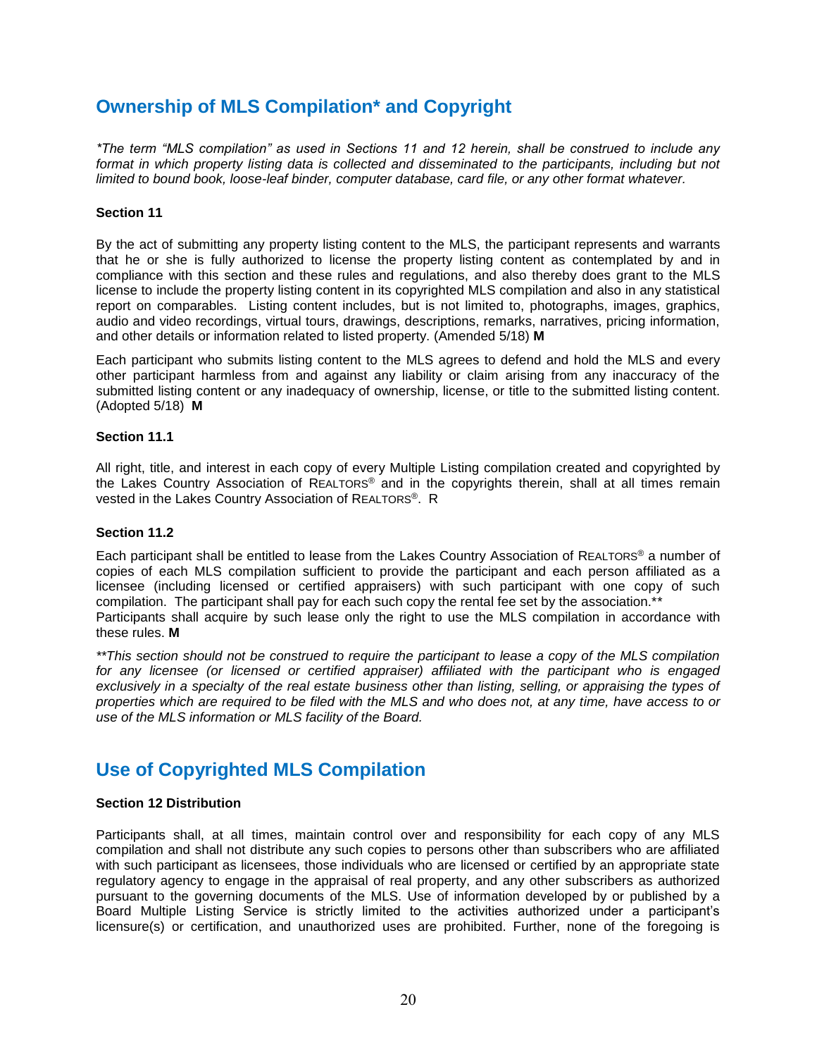## Ownership of MLS Compilation* and Copyright

*\*The term "MLS compilation" as used in Sections 11 and 12 herein, shall be construed to include any format in which property listing data is collected and disseminated to the participants, including but not limited to bound book, loose-leaf binder, computer database, card file, or any other format whatever.*

**Section 11**

By the act of submitting any property listing content to the MLS, the participant represents and warrants that he or she is fully authorized to license the property listing content as contemplated by and in compliance with this section and these rules and regulations, and also thereby does grant to the MLS license to include the property listing content in its copyrighted MLS compilation and also in any statistical report on comparables. Listing content includes, but is not limited to, photographs, images, graphics, audio and video recordings, virtual tours, drawings, descriptions, remarks, narratives, pricing information, and other details or information related to listed property. (Amended 5/18) **M**

Each participant who submits listing content to the MLS agrees to defend and hold the MLS and every other participant harmless from and against any liability or claim arising from any inaccuracy of the submitted listing content or any inadequacy of ownership, license, or title to the submitted listing content. (Adopted 5/18) **M**

**Section 11.1**

All right, title, and interest in each copy of every Multiple Listing compilation created and copyrighted by the Lakes Country Association of REALTORS® and in the copyrights therein, shall at all times remain vested in the Lakes Country Association of REALTORS®. R

**Section 11.2**

Each participant shall be entitled to lease from the Lakes Country Association of REALTORS® a number of copies of each MLS compilation sufficient to provide the participant and each person affiliated as a licensee (including licensed or certified appraisers) with such participant with one copy of such compilation. The participant shall pay for each such copy the rental fee set by the association.**
Participants shall acquire by such lease only the right to use the MLS compilation in accordance with these rules. **M**

*\*\*This section should not be construed to require the participant to lease a copy of the MLS compilation for any licensee (or licensed or certified appraiser) affiliated with the participant who is engaged exclusively in a specialty of the real estate business other than listing, selling, or appraising the types of properties which are required to be filed with the MLS and who does not, at any time, have access to or use of the MLS information or MLS facility of the Board.*

## Use of Copyrighted MLS Compilation

**Section 12 Distribution**

Participants shall, at all times, maintain control over and responsibility for each copy of any MLS compilation and shall not distribute any such copies to persons other than subscribers who are affiliated with such participant as licensees, those individuals who are licensed or certified by an appropriate state regulatory agency to engage in the appraisal of real property, and any other subscribers as authorized pursuant to the governing documents of the MLS. Use of information developed by or published by a Board Multiple Listing Service is strictly limited to the activities authorized under a participant's licensure(s) or certification, and unauthorized uses are prohibited. Further, none of the foregoing is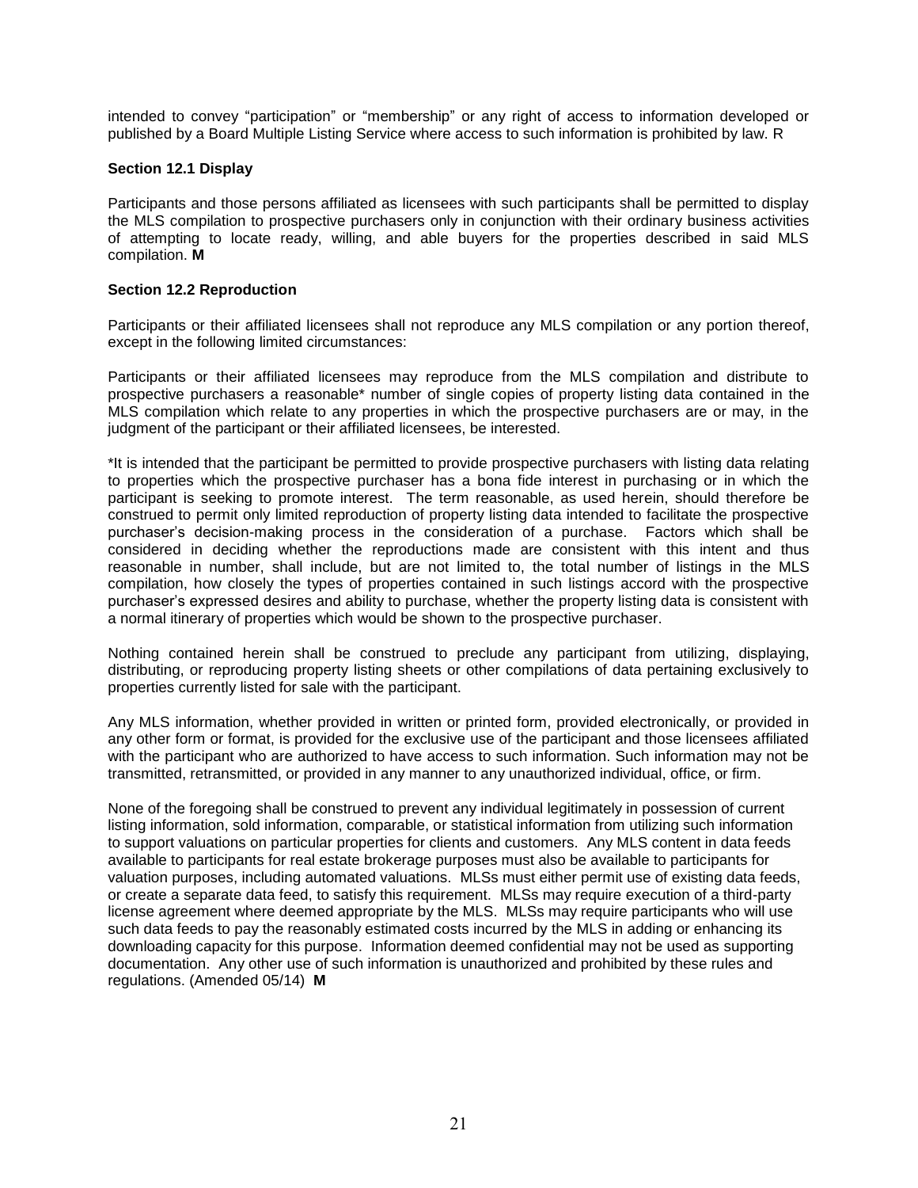intended to convey "participation" or "membership" or any right of access to information developed or published by a Board Multiple Listing Service where access to such information is prohibited by law. R

**Section 12.1 Display**

Participants and those persons affiliated as licensees with such participants shall be permitted to display the MLS compilation to prospective purchasers only in conjunction with their ordinary business activities of attempting to locate ready, willing, and able buyers for the properties described in said MLS compilation. **M**

**Section 12.2 Reproduction**

Participants or their affiliated licensees shall not reproduce any MLS compilation or any portion thereof, except in the following limited circumstances:

Participants or their affiliated licensees may reproduce from the MLS compilation and distribute to prospective purchasers a reasonable* number of single copies of property listing data contained in the MLS compilation which relate to any properties in which the prospective purchasers are or may, in the judgment of the participant or their affiliated licensees, be interested.

*It is intended that the participant be permitted to provide prospective purchasers with listing data relating to properties which the prospective purchaser has a bona fide interest in purchasing or in which the participant is seeking to promote interest. The term reasonable, as used herein, should therefore be construed to permit only limited reproduction of property listing data intended to facilitate the prospective purchaser's decision-making process in the consideration of a purchase. Factors which shall be considered in deciding whether the reproductions made are consistent with this intent and thus reasonable in number, shall include, but are not limited to, the total number of listings in the MLS compilation, how closely the types of properties contained in such listings accord with the prospective purchaser's expressed desires and ability to purchase, whether the property listing data is consistent with a normal itinerary of properties which would be shown to the prospective purchaser.

Nothing contained herein shall be construed to preclude any participant from utilizing, displaying, distributing, or reproducing property listing sheets or other compilations of data pertaining exclusively to properties currently listed for sale with the participant.

Any MLS information, whether provided in written or printed form, provided electronically, or provided in any other form or format, is provided for the exclusive use of the participant and those licensees affiliated with the participant who are authorized to have access to such information. Such information may not be transmitted, retransmitted, or provided in any manner to any unauthorized individual, office, or firm.

None of the foregoing shall be construed to prevent any individual legitimately in possession of current listing information, sold information, comparable, or statistical information from utilizing such information to support valuations on particular properties for clients and customers. Any MLS content in data feeds available to participants for real estate brokerage purposes must also be available to participants for valuation purposes, including automated valuations. MLSs must either permit use of existing data feeds, or create a separate data feed, to satisfy this requirement. MLSs may require execution of a third-party license agreement where deemed appropriate by the MLS. MLSs may require participants who will use such data feeds to pay the reasonably estimated costs incurred by the MLS in adding or enhancing its downloading capacity for this purpose. Information deemed confidential may not be used as supporting documentation. Any other use of such information is unauthorized and prohibited by these rules and regulations. (Amended 05/14) **M**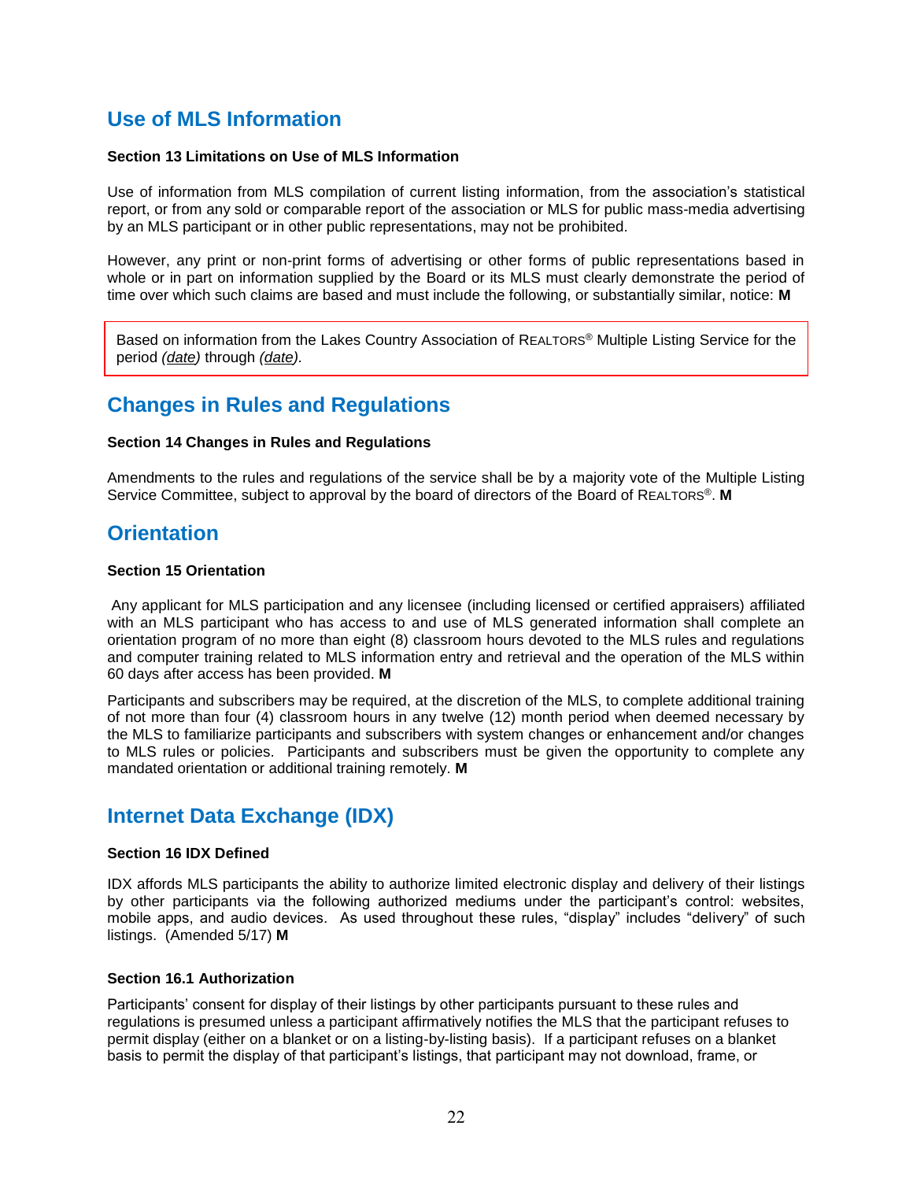## Use of MLS Information

**Section 13 Limitations on Use of MLS Information**

Use of information from MLS compilation of current listing information, from the association's statistical report, or from any sold or comparable report of the association or MLS for public mass-media advertising by an MLS participant or in other public representations, may not be prohibited.

However, any print or non-print forms of advertising or other forms of public representations based in whole or in part on information supplied by the Board or its MLS must clearly demonstrate the period of time over which such claims are based and must include the following, or substantially similar, notice: **M**

> Based on information from the Lakes Country Association of REALTORS® Multiple Listing Service for the period *(date)* through *(date).*

## Changes in Rules and Regulations

**Section 14 Changes in Rules and Regulations**

Amendments to the rules and regulations of the service shall be by a majority vote of the Multiple Listing Service Committee, subject to approval by the board of directors of the Board of REALTORS®. **M**

## Orientation

**Section 15 Orientation**

Any applicant for MLS participation and any licensee (including licensed or certified appraisers) affiliated with an MLS participant who has access to and use of MLS generated information shall complete an orientation program of no more than eight (8) classroom hours devoted to the MLS rules and regulations and computer training related to MLS information entry and retrieval and the operation of the MLS within 60 days after access has been provided. **M**

Participants and subscribers may be required, at the discretion of the MLS, to complete additional training of not more than four (4) classroom hours in any twelve (12) month period when deemed necessary by the MLS to familiarize participants and subscribers with system changes or enhancement and/or changes to MLS rules or policies. Participants and subscribers must be given the opportunity to complete any mandated orientation or additional training remotely. **M**

## Internet Data Exchange (IDX)

**Section 16 IDX Defined**

IDX affords MLS participants the ability to authorize limited electronic display and delivery of their listings by other participants via the following authorized mediums under the participant's control: websites, mobile apps, and audio devices. As used throughout these rules, "display" includes "delivery" of such listings. (Amended 5/17) **M**

**Section 16.1 Authorization**

Participants' consent for display of their listings by other participants pursuant to these rules and regulations is presumed unless a participant affirmatively notifies the MLS that the participant refuses to permit display (either on a blanket or on a listing-by-listing basis). If a participant refuses on a blanket basis to permit the display of that participant's listings, that participant may not download, frame, or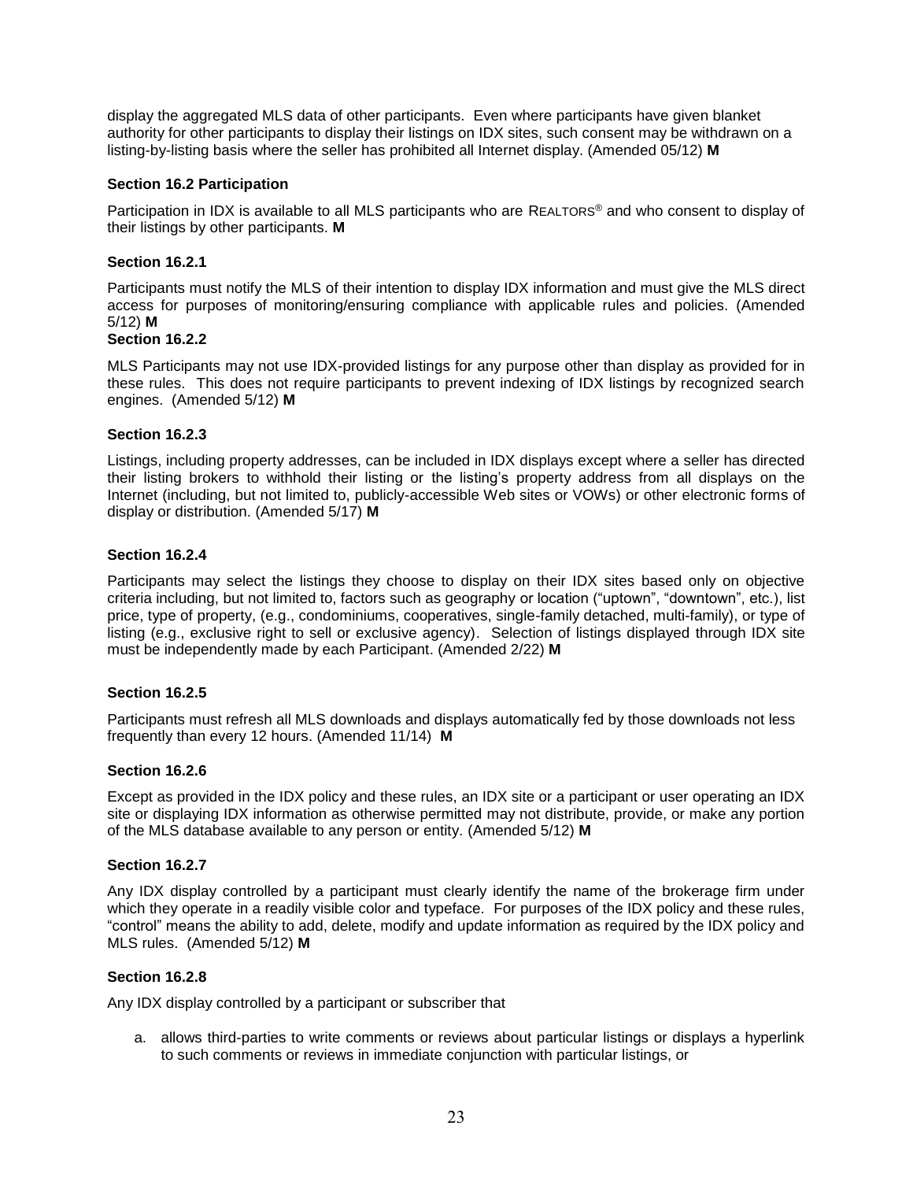display the aggregated MLS data of other participants. Even where participants have given blanket authority for other participants to display their listings on IDX sites, such consent may be withdrawn on a listing-by-listing basis where the seller has prohibited all Internet display. (Amended 05/12) **M**

### Section 16.2 Participation

Participation in IDX is available to all MLS participants who are REALTORS® and who consent to display of their listings by other participants. **M**

### Section 16.2.1

Participants must notify the MLS of their intention to display IDX information and must give the MLS direct access for purposes of monitoring/ensuring compliance with applicable rules and policies. (Amended 5/12) **M**

### Section 16.2.2

MLS Participants may not use IDX-provided listings for any purpose other than display as provided for in these rules. This does not require participants to prevent indexing of IDX listings by recognized search engines. (Amended 5/12) **M**

### Section 16.2.3

Listings, including property addresses, can be included in IDX displays except where a seller has directed their listing brokers to withhold their listing or the listing's property address from all displays on the Internet (including, but not limited to, publicly-accessible Web sites or VOWs) or other electronic forms of display or distribution. (Amended 5/17) **M**

### Section 16.2.4

Participants may select the listings they choose to display on their IDX sites based only on objective criteria including, but not limited to, factors such as geography or location ("uptown", "downtown", etc.), list price, type of property, (e.g., condominiums, cooperatives, single-family detached, multi-family), or type of listing (e.g., exclusive right to sell or exclusive agency). Selection of listings displayed through IDX site must be independently made by each Participant. (Amended 2/22) **M**

### Section 16.2.5

Participants must refresh all MLS downloads and displays automatically fed by those downloads not less frequently than every 12 hours. (Amended 11/14) **M**

### Section 16.2.6

Except as provided in the IDX policy and these rules, an IDX site or a participant or user operating an IDX site or displaying IDX information as otherwise permitted may not distribute, provide, or make any portion of the MLS database available to any person or entity. (Amended 5/12) **M**

### Section 16.2.7

Any IDX display controlled by a participant must clearly identify the name of the brokerage firm under which they operate in a readily visible color and typeface. For purposes of the IDX policy and these rules, "control" means the ability to add, delete, modify and update information as required by the IDX policy and MLS rules. (Amended 5/12) **M**

### Section 16.2.8

Any IDX display controlled by a participant or subscriber that

a. allows third-parties to write comments or reviews about particular listings or displays a hyperlink to such comments or reviews in immediate conjunction with particular listings, or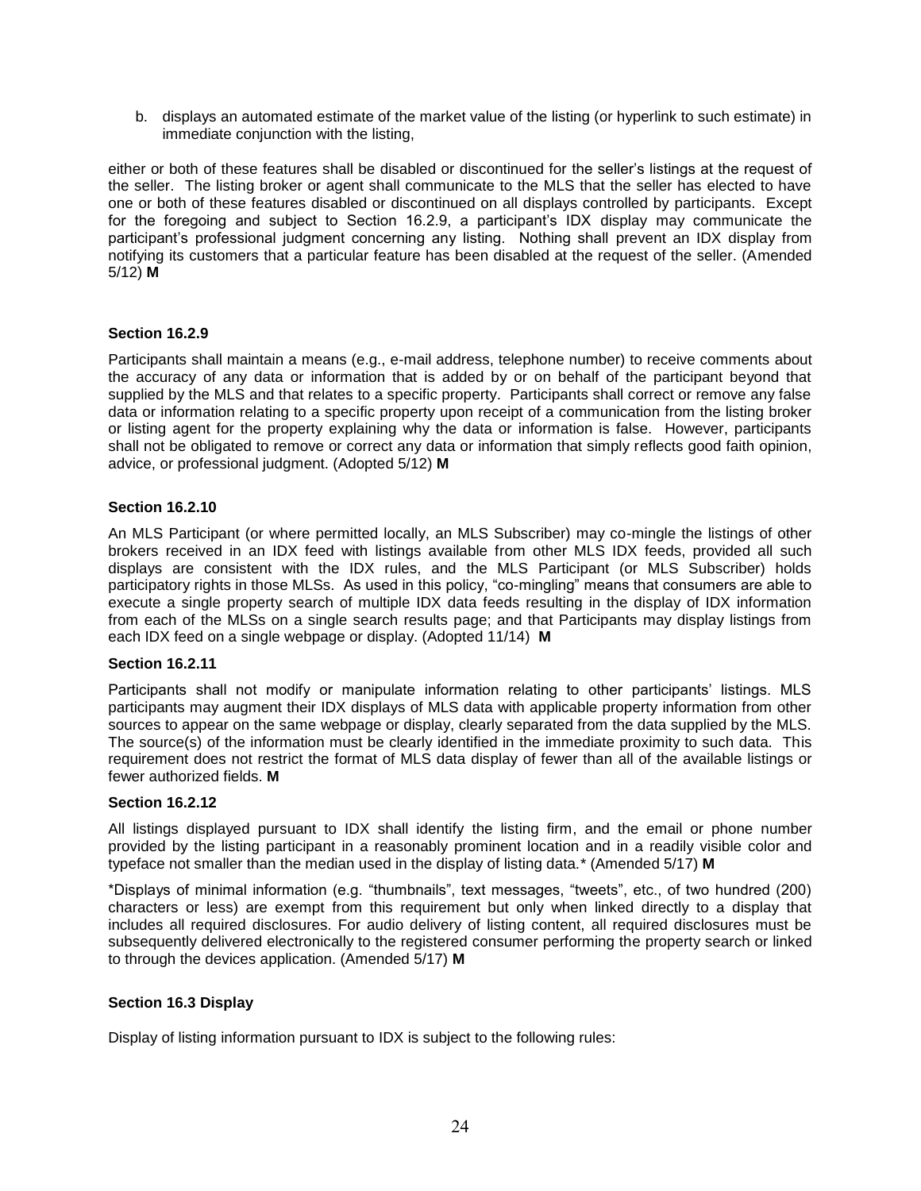b. displays an automated estimate of the market value of the listing (or hyperlink to such estimate) in immediate conjunction with the listing,

either or both of these features shall be disabled or discontinued for the seller's listings at the request of the seller. The listing broker or agent shall communicate to the MLS that the seller has elected to have one or both of these features disabled or discontinued on all displays controlled by participants. Except for the foregoing and subject to Section 16.2.9, a participant's IDX display may communicate the participant's professional judgment concerning any listing. Nothing shall prevent an IDX display from notifying its customers that a particular feature has been disabled at the request of the seller. (Amended 5/12) **M**

**Section 16.2.9**

Participants shall maintain a means (e.g., e-mail address, telephone number) to receive comments about the accuracy of any data or information that is added by or on behalf of the participant beyond that supplied by the MLS and that relates to a specific property. Participants shall correct or remove any false data or information relating to a specific property upon receipt of a communication from the listing broker or listing agent for the property explaining why the data or information is false. However, participants shall not be obligated to remove or correct any data or information that simply reflects good faith opinion, advice, or professional judgment. (Adopted 5/12) **M**

**Section 16.2.10**

An MLS Participant (or where permitted locally, an MLS Subscriber) may co-mingle the listings of other brokers received in an IDX feed with listings available from other MLS IDX feeds, provided all such displays are consistent with the IDX rules, and the MLS Participant (or MLS Subscriber) holds participatory rights in those MLSs. As used in this policy, "co-mingling" means that consumers are able to execute a single property search of multiple IDX data feeds resulting in the display of IDX information from each of the MLSs on a single search results page; and that Participants may display listings from each IDX feed on a single webpage or display. (Adopted 11/14) **M**

**Section 16.2.11**

Participants shall not modify or manipulate information relating to other participants' listings. MLS participants may augment their IDX displays of MLS data with applicable property information from other sources to appear on the same webpage or display, clearly separated from the data supplied by the MLS. The source(s) of the information must be clearly identified in the immediate proximity to such data. This requirement does not restrict the format of MLS data display of fewer than all of the available listings or fewer authorized fields. **M**

**Section 16.2.12**

All listings displayed pursuant to IDX shall identify the listing firm, and the email or phone number provided by the listing participant in a reasonably prominent location and in a readily visible color and typeface not smaller than the median used in the display of listing data.* (Amended 5/17) **M**

*Displays of minimal information (e.g. "thumbnails", text messages, "tweets", etc., of two hundred (200) characters or less) are exempt from this requirement but only when linked directly to a display that includes all required disclosures. For audio delivery of listing content, all required disclosures must be subsequently delivered electronically to the registered consumer performing the property search or linked to through the devices application. (Amended 5/17) **M**

**Section 16.3 Display**

Display of listing information pursuant to IDX is subject to the following rules: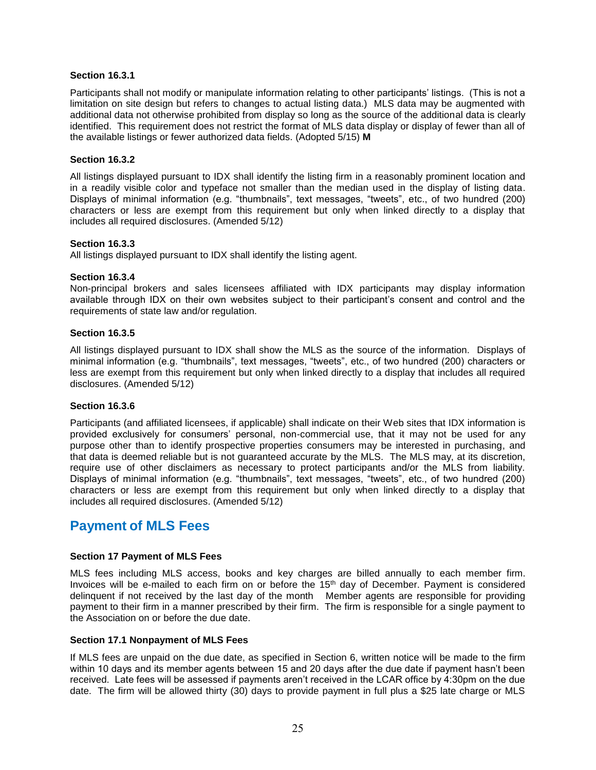#### Section 16.3.1

Participants shall not modify or manipulate information relating to other participants' listings. (This is not a limitation on site design but refers to changes to actual listing data.) MLS data may be augmented with additional data not otherwise prohibited from display so long as the source of the additional data is clearly identified. This requirement does not restrict the format of MLS data display or display of fewer than all of the available listings or fewer authorized data fields. (Adopted 5/15) **M**

#### Section 16.3.2

All listings displayed pursuant to IDX shall identify the listing firm in a reasonably prominent location and in a readily visible color and typeface not smaller than the median used in the display of listing data. Displays of minimal information (e.g. "thumbnails", text messages, "tweets", etc., of two hundred (200) characters or less are exempt from this requirement but only when linked directly to a display that includes all required disclosures. (Amended 5/12)

#### Section 16.3.3

All listings displayed pursuant to IDX shall identify the listing agent.

#### Section 16.3.4

Non-principal brokers and sales licensees affiliated with IDX participants may display information available through IDX on their own websites subject to their participant's consent and control and the requirements of state law and/or regulation.

#### Section 16.3.5

All listings displayed pursuant to IDX shall show the MLS as the source of the information. Displays of minimal information (e.g. "thumbnails", text messages, "tweets", etc., of two hundred (200) characters or less are exempt from this requirement but only when linked directly to a display that includes all required disclosures. (Amended 5/12)

#### Section 16.3.6

Participants (and affiliated licensees, if applicable) shall indicate on their Web sites that IDX information is provided exclusively for consumers' personal, non-commercial use, that it may not be used for any purpose other than to identify prospective properties consumers may be interested in purchasing, and that data is deemed reliable but is not guaranteed accurate by the MLS. The MLS may, at its discretion, require use of other disclaimers as necessary to protect participants and/or the MLS from liability. Displays of minimal information (e.g. "thumbnails", text messages, "tweets", etc., of two hundred (200) characters or less are exempt from this requirement but only when linked directly to a display that includes all required disclosures. (Amended 5/12)

## Payment of MLS Fees

#### Section 17 Payment of MLS Fees

MLS fees including MLS access, books and key charges are billed annually to each member firm. Invoices will be e-mailed to each firm on or before the 15th day of December. Payment is considered delinquent if not received by the last day of the month Member agents are responsible for providing payment to their firm in a manner prescribed by their firm. The firm is responsible for a single payment to the Association on or before the due date.

#### Section 17.1 Nonpayment of MLS Fees

If MLS fees are unpaid on the due date, as specified in Section 6, written notice will be made to the firm within 10 days and its member agents between 15 and 20 days after the due date if payment hasn't been received. Late fees will be assessed if payments aren't received in the LCAR office by 4:30pm on the due date. The firm will be allowed thirty (30) days to provide payment in full plus a $25 late charge or MLS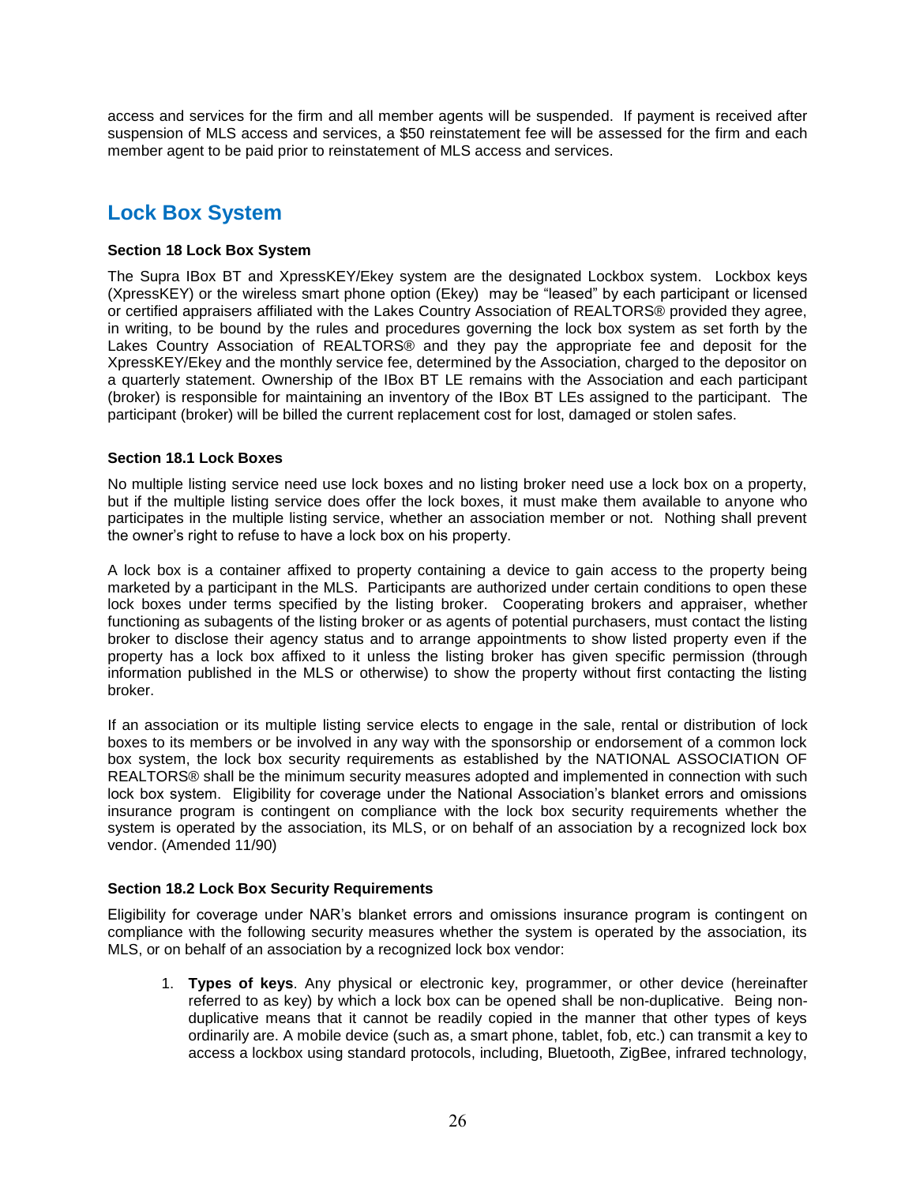access and services for the firm and all member agents will be suspended. If payment is received after suspension of MLS access and services, a $50 reinstatement fee will be assessed for the firm and each member agent to be paid prior to reinstatement of MLS access and services.

## Lock Box System

### Section 18 Lock Box System

The Supra IBox BT and XpressKEY/Ekey system are the designated Lockbox system. Lockbox keys (XpressKEY) or the wireless smart phone option (Ekey) may be "leased" by each participant or licensed or certified appraisers affiliated with the Lakes Country Association of REALTORS® provided they agree, in writing, to be bound by the rules and procedures governing the lock box system as set forth by the Lakes Country Association of REALTORS® and they pay the appropriate fee and deposit for the XpressKEY/Ekey and the monthly service fee, determined by the Association, charged to the depositor on a quarterly statement. Ownership of the IBox BT LE remains with the Association and each participant (broker) is responsible for maintaining an inventory of the IBox BT LEs assigned to the participant. The participant (broker) will be billed the current replacement cost for lost, damaged or stolen safes.

### Section 18.1 Lock Boxes

No multiple listing service need use lock boxes and no listing broker need use a lock box on a property, but if the multiple listing service does offer the lock boxes, it must make them available to anyone who participates in the multiple listing service, whether an association member or not. Nothing shall prevent the owner's right to refuse to have a lock box on his property.

A lock box is a container affixed to property containing a device to gain access to the property being marketed by a participant in the MLS. Participants are authorized under certain conditions to open these lock boxes under terms specified by the listing broker. Cooperating brokers and appraiser, whether functioning as subagents of the listing broker or as agents of potential purchasers, must contact the listing broker to disclose their agency status and to arrange appointments to show listed property even if the property has a lock box affixed to it unless the listing broker has given specific permission (through information published in the MLS or otherwise) to show the property without first contacting the listing broker.

If an association or its multiple listing service elects to engage in the sale, rental or distribution of lock boxes to its members or be involved in any way with the sponsorship or endorsement of a common lock box system, the lock box security requirements as established by the NATIONAL ASSOCIATION OF REALTORS® shall be the minimum security measures adopted and implemented in connection with such lock box system. Eligibility for coverage under the National Association's blanket errors and omissions insurance program is contingent on compliance with the lock box security requirements whether the system is operated by the association, its MLS, or on behalf of an association by a recognized lock box vendor. (Amended 11/90)

### Section 18.2 Lock Box Security Requirements

Eligibility for coverage under NAR's blanket errors and omissions insurance program is contingent on compliance with the following security measures whether the system is operated by the association, its MLS, or on behalf of an association by a recognized lock box vendor:

1. **Types of keys**. Any physical or electronic key, programmer, or other device (hereinafter referred to as key) by which a lock box can be opened shall be non-duplicative. Being non-duplicative means that it cannot be readily copied in the manner that other types of keys ordinarily are. A mobile device (such as, a smart phone, tablet, fob, etc.) can transmit a key to access a lockbox using standard protocols, including, Bluetooth, ZigBee, infrared technology,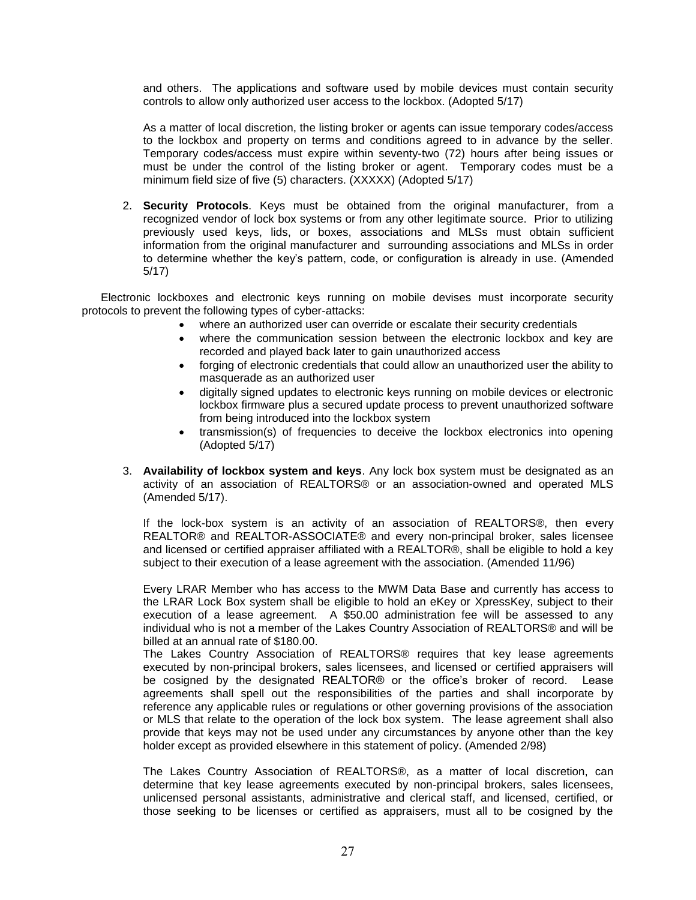and others. The applications and software used by mobile devices must contain security controls to allow only authorized user access to the lockbox. (Adopted 5/17)

As a matter of local discretion, the listing broker or agents can issue temporary codes/access to the lockbox and property on terms and conditions agreed to in advance by the seller. Temporary codes/access must expire within seventy-two (72) hours after being issues or must be under the control of the listing broker or agent. Temporary codes must be a minimum field size of five (5) characters. (XXXXX) (Adopted 5/17)

2. **Security Protocols**. Keys must be obtained from the original manufacturer, from a recognized vendor of lock box systems or from any other legitimate source. Prior to utilizing previously used keys, lids, or boxes, associations and MLSs must obtain sufficient information from the original manufacturer and surrounding associations and MLSs in order to determine whether the key's pattern, code, or configuration is already in use. (Amended 5/17)

Electronic lockboxes and electronic keys running on mobile devises must incorporate security protocols to prevent the following types of cyber-attacks:

- where an authorized user can override or escalate their security credentials
- where the communication session between the electronic lockbox and key are recorded and played back later to gain unauthorized access
- forging of electronic credentials that could allow an unauthorized user the ability to masquerade as an authorized user
- digitally signed updates to electronic keys running on mobile devices or electronic lockbox firmware plus a secured update process to prevent unauthorized software from being introduced into the lockbox system
- transmission(s) of frequencies to deceive the lockbox electronics into opening (Adopted 5/17)

3. **Availability of lockbox system and keys**. Any lock box system must be designated as an activity of an association of REALTORS® or an association-owned and operated MLS (Amended 5/17).

If the lock-box system is an activity of an association of REALTORS®, then every REALTOR® and REALTOR-ASSOCIATE® and every non-principal broker, sales licensee and licensed or certified appraiser affiliated with a REALTOR®, shall be eligible to hold a key subject to their execution of a lease agreement with the association. (Amended 11/96)

Every LRAR Member who has access to the MWM Data Base and currently has access to the LRAR Lock Box system shall be eligible to hold an eKey or XpressKey, subject to their execution of a lease agreement. A $50.00 administration fee will be assessed to any individual who is not a member of the Lakes Country Association of REALTORS® and will be billed at an annual rate of $180.00.

The Lakes Country Association of REALTORS® requires that key lease agreements executed by non-principal brokers, sales licensees, and licensed or certified appraisers will be cosigned by the designated REALTOR® or the office's broker of record. Lease agreements shall spell out the responsibilities of the parties and shall incorporate by reference any applicable rules or regulations or other governing provisions of the association or MLS that relate to the operation of the lock box system. The lease agreement shall also provide that keys may not be used under any circumstances by anyone other than the key holder except as provided elsewhere in this statement of policy. (Amended 2/98)

The Lakes Country Association of REALTORS®, as a matter of local discretion, can determine that key lease agreements executed by non-principal brokers, sales licensees, unlicensed personal assistants, administrative and clerical staff, and licensed, certified, or those seeking to be licenses or certified as appraisers, must all to be cosigned by the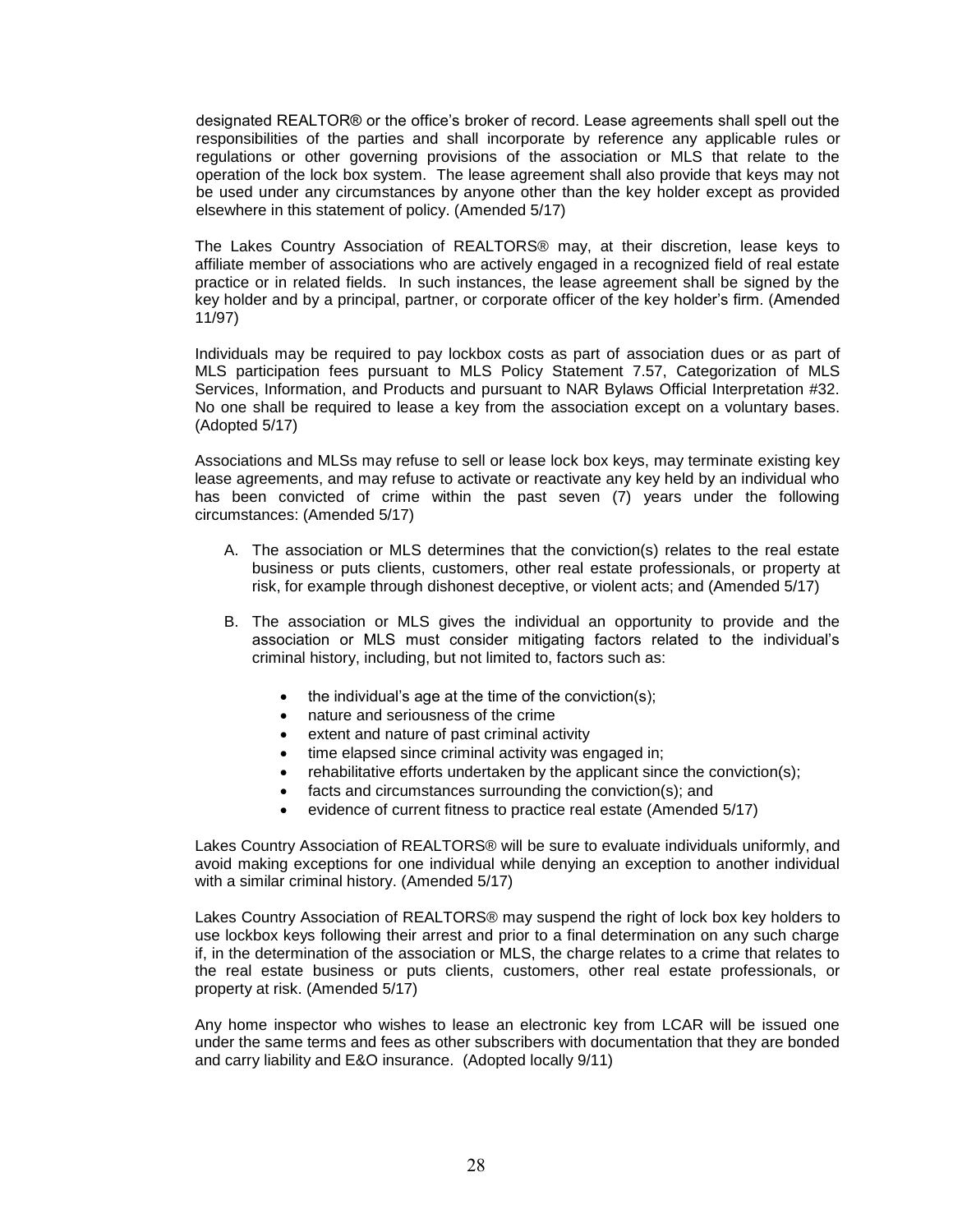designated REALTOR® or the office's broker of record. Lease agreements shall spell out the responsibilities of the parties and shall incorporate by reference any applicable rules or regulations or other governing provisions of the association or MLS that relate to the operation of the lock box system. The lease agreement shall also provide that keys may not be used under any circumstances by anyone other than the key holder except as provided elsewhere in this statement of policy. (Amended 5/17)

The Lakes Country Association of REALTORS® may, at their discretion, lease keys to affiliate member of associations who are actively engaged in a recognized field of real estate practice or in related fields. In such instances, the lease agreement shall be signed by the key holder and by a principal, partner, or corporate officer of the key holder's firm. (Amended 11/97)

Individuals may be required to pay lockbox costs as part of association dues or as part of MLS participation fees pursuant to MLS Policy Statement 7.57, Categorization of MLS Services, Information, and Products and pursuant to NAR Bylaws Official Interpretation #32. No one shall be required to lease a key from the association except on a voluntary bases. (Adopted 5/17)

Associations and MLSs may refuse to sell or lease lock box keys, may terminate existing key lease agreements, and may refuse to activate or reactivate any key held by an individual who has been convicted of crime within the past seven (7) years under the following circumstances: (Amended 5/17)

A. The association or MLS determines that the conviction(s) relates to the real estate business or puts clients, customers, other real estate professionals, or property at risk, for example through dishonest deceptive, or violent acts; and (Amended 5/17)

B. The association or MLS gives the individual an opportunity to provide and the association or MLS must consider mitigating factors related to the individual's criminal history, including, but not limited to, factors such as:

   - the individual's age at the time of the conviction(s);
   - nature and seriousness of the crime
   - extent and nature of past criminal activity
   - time elapsed since criminal activity was engaged in;
   - rehabilitative efforts undertaken by the applicant since the conviction(s);
   - facts and circumstances surrounding the conviction(s); and
   - evidence of current fitness to practice real estate (Amended 5/17)

Lakes Country Association of REALTORS® will be sure to evaluate individuals uniformly, and avoid making exceptions for one individual while denying an exception to another individual with a similar criminal history. (Amended 5/17)

Lakes Country Association of REALTORS® may suspend the right of lock box key holders to use lockbox keys following their arrest and prior to a final determination on any such charge if, in the determination of the association or MLS, the charge relates to a crime that relates to the real estate business or puts clients, customers, other real estate professionals, or property at risk. (Amended 5/17)

Any home inspector who wishes to lease an electronic key from LCAR will be issued one under the same terms and fees as other subscribers with documentation that they are bonded and carry liability and E&O insurance. (Adopted locally 9/11)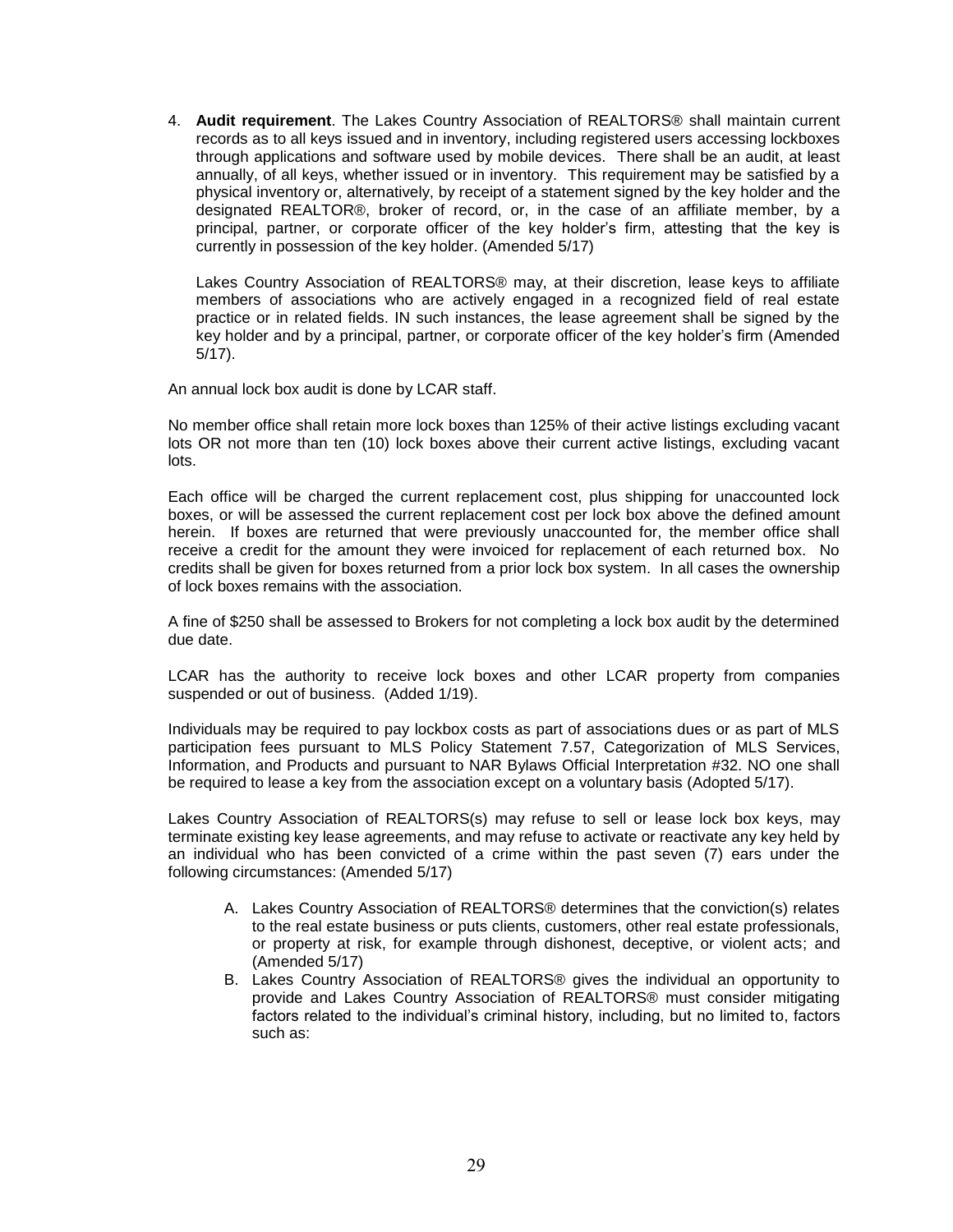4. **Audit requirement**. The Lakes Country Association of REALTORS® shall maintain current records as to all keys issued and in inventory, including registered users accessing lockboxes through applications and software used by mobile devices. There shall be an audit, at least annually, of all keys, whether issued or in inventory. This requirement may be satisfied by a physical inventory or, alternatively, by receipt of a statement signed by the key holder and the designated REALTOR®, broker of record, or, in the case of an affiliate member, by a principal, partner, or corporate officer of the key holder's firm, attesting that the key is currently in possession of the key holder. (Amended 5/17)

   Lakes Country Association of REALTORS® may, at their discretion, lease keys to affiliate members of associations who are actively engaged in a recognized field of real estate practice or in related fields. IN such instances, the lease agreement shall be signed by the key holder and by a principal, partner, or corporate officer of the key holder's firm (Amended 5/17).

An annual lock box audit is done by LCAR staff.

No member office shall retain more lock boxes than 125% of their active listings excluding vacant lots OR not more than ten (10) lock boxes above their current active listings, excluding vacant lots.

Each office will be charged the current replacement cost, plus shipping for unaccounted lock boxes, or will be assessed the current replacement cost per lock box above the defined amount herein. If boxes are returned that were previously unaccounted for, the member office shall receive a credit for the amount they were invoiced for replacement of each returned box. No credits shall be given for boxes returned from a prior lock box system. In all cases the ownership of lock boxes remains with the association.

A fine of $250 shall be assessed to Brokers for not completing a lock box audit by the determined due date.

LCAR has the authority to receive lock boxes and other LCAR property from companies suspended or out of business. (Added 1/19).

Individuals may be required to pay lockbox costs as part of associations dues or as part of MLS participation fees pursuant to MLS Policy Statement 7.57, Categorization of MLS Services, Information, and Products and pursuant to NAR Bylaws Official Interpretation #32. NO one shall be required to lease a key from the association except on a voluntary basis (Adopted 5/17).

Lakes Country Association of REALTORS(s) may refuse to sell or lease lock box keys, may terminate existing key lease agreements, and may refuse to activate or reactivate any key held by an individual who has been convicted of a crime within the past seven (7) ears under the following circumstances: (Amended 5/17)

A. Lakes Country Association of REALTORS® determines that the conviction(s) relates to the real estate business or puts clients, customers, other real estate professionals, or property at risk, for example through dishonest, deceptive, or violent acts; and (Amended 5/17)
B. Lakes Country Association of REALTORS® gives the individual an opportunity to provide and Lakes Country Association of REALTORS® must consider mitigating factors related to the individual's criminal history, including, but no limited to, factors such as: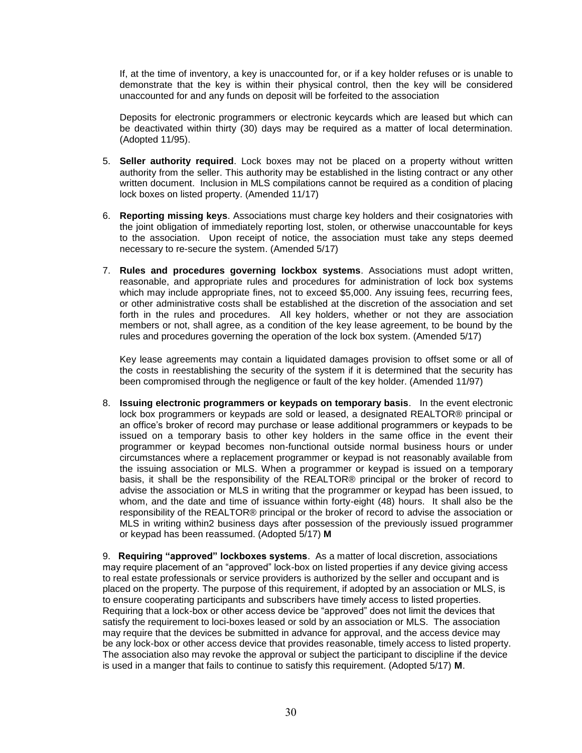If, at the time of inventory, a key is unaccounted for, or if a key holder refuses or is unable to demonstrate that the key is within their physical control, then the key will be considered unaccounted for and any funds on deposit will be forfeited to the association

Deposits for electronic programmers or electronic keycards which are leased but which can be deactivated within thirty (30) days may be required as a matter of local determination. (Adopted 11/95).

5. **Seller authority required**. Lock boxes may not be placed on a property without written authority from the seller. This authority may be established in the listing contract or any other written document. Inclusion in MLS compilations cannot be required as a condition of placing lock boxes on listed property. (Amended 11/17)

6. **Reporting missing keys**. Associations must charge key holders and their cosignatories with the joint obligation of immediately reporting lost, stolen, or otherwise unaccountable for keys to the association. Upon receipt of notice, the association must take any steps deemed necessary to re-secure the system. (Amended 5/17)

7. **Rules and procedures governing lockbox systems**. Associations must adopt written, reasonable, and appropriate rules and procedures for administration of lock box systems which may include appropriate fines, not to exceed $5,000. Any issuing fees, recurring fees, or other administrative costs shall be established at the discretion of the association and set forth in the rules and procedures. All key holders, whether or not they are association members or not, shall agree, as a condition of the key lease agreement, to be bound by the rules and procedures governing the operation of the lock box system. (Amended 5/17)

   Key lease agreements may contain a liquidated damages provision to offset some or all of the costs in reestablishing the security of the system if it is determined that the security has been compromised through the negligence or fault of the key holder. (Amended 11/97)

8. **Issuing electronic programmers or keypads on temporary basis**. In the event electronic lock box programmers or keypads are sold or leased, a designated REALTOR® principal or an office's broker of record may purchase or lease additional programmers or keypads to be issued on a temporary basis to other key holders in the same office in the event their programmer or keypad becomes non-functional outside normal business hours or under circumstances where a replacement programmer or keypad is not reasonably available from the issuing association or MLS. When a programmer or keypad is issued on a temporary basis, it shall be the responsibility of the REALTOR® principal or the broker of record to advise the association or MLS in writing that the programmer or keypad has been issued, to whom, and the date and time of issuance within forty-eight (48) hours. It shall also be the responsibility of the REALTOR® principal or the broker of record to advise the association or MLS in writing within2 business days after possession of the previously issued programmer or keypad has been reassumed. (Adopted 5/17) **M**

9. **Requiring "approved" lockboxes systems**. As a matter of local discretion, associations may require placement of an "approved" lock-box on listed properties if any device giving access to real estate professionals or service providers is authorized by the seller and occupant and is placed on the property. The purpose of this requirement, if adopted by an association or MLS, is to ensure cooperating participants and subscribers have timely access to listed properties. Requiring that a lock-box or other access device be "approved" does not limit the devices that satisfy the requirement to loci-boxes leased or sold by an association or MLS. The association may require that the devices be submitted in advance for approval, and the access device may be any lock-box or other access device that provides reasonable, timely access to listed property. The association also may revoke the approval or subject the participant to discipline if the device is used in a manger that fails to continue to satisfy this requirement. (Adopted 5/17) **M**.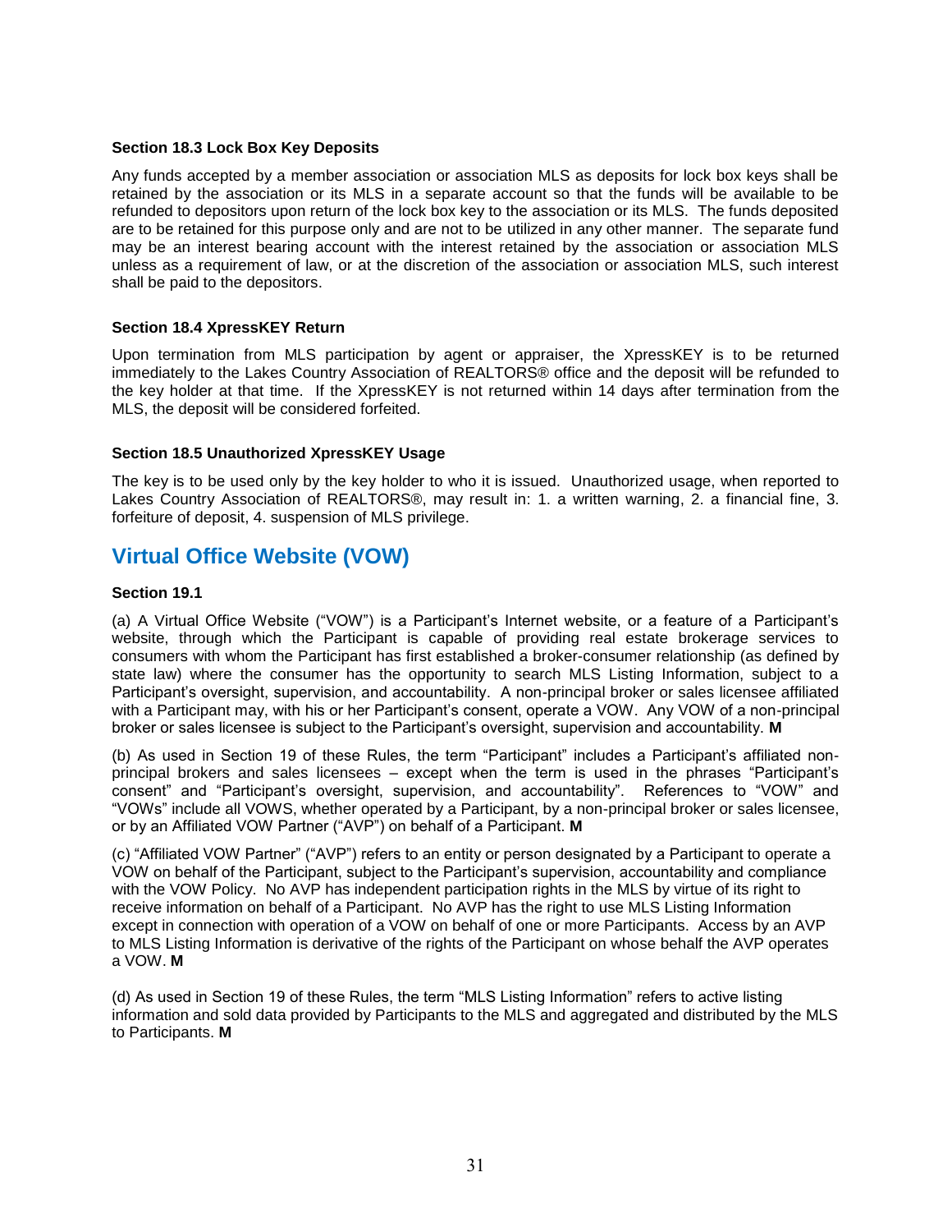### Section 18.3 Lock Box Key Deposits

Any funds accepted by a member association or association MLS as deposits for lock box keys shall be retained by the association or its MLS in a separate account so that the funds will be available to be refunded to depositors upon return of the lock box key to the association or its MLS. The funds deposited are to be retained for this purpose only and are not to be utilized in any other manner. The separate fund may be an interest bearing account with the interest retained by the association or association MLS unless as a requirement of law, or at the discretion of the association or association MLS, such interest shall be paid to the depositors.

### Section 18.4 XpressKEY Return

Upon termination from MLS participation by agent or appraiser, the XpressKEY is to be returned immediately to the Lakes Country Association of REALTORS® office and the deposit will be refunded to the key holder at that time. If the XpressKEY is not returned within 14 days after termination from the MLS, the deposit will be considered forfeited.

### Section 18.5 Unauthorized XpressKEY Usage

The key is to be used only by the key holder to who it is issued. Unauthorized usage, when reported to Lakes Country Association of REALTORS®, may result in: 1. a written warning, 2. a financial fine, 3. forfeiture of deposit, 4. suspension of MLS privilege.

## Virtual Office Website (VOW)

### Section 19.1

(a) A Virtual Office Website ("VOW") is a Participant's Internet website, or a feature of a Participant's website, through which the Participant is capable of providing real estate brokerage services to consumers with whom the Participant has first established a broker-consumer relationship (as defined by state law) where the consumer has the opportunity to search MLS Listing Information, subject to a Participant's oversight, supervision, and accountability. A non-principal broker or sales licensee affiliated with a Participant may, with his or her Participant's consent, operate a VOW. Any VOW of a non-principal broker or sales licensee is subject to the Participant's oversight, supervision and accountability. **M**

(b) As used in Section 19 of these Rules, the term "Participant" includes a Participant's affiliated non-principal brokers and sales licensees – except when the term is used in the phrases "Participant's consent" and "Participant's oversight, supervision, and accountability". References to "VOW" and "VOWs" include all VOWS, whether operated by a Participant, by a non-principal broker or sales licensee, or by an Affiliated VOW Partner ("AVP") on behalf of a Participant. **M**

(c) "Affiliated VOW Partner" ("AVP") refers to an entity or person designated by a Participant to operate a VOW on behalf of the Participant, subject to the Participant's supervision, accountability and compliance with the VOW Policy. No AVP has independent participation rights in the MLS by virtue of its right to receive information on behalf of a Participant. No AVP has the right to use MLS Listing Information except in connection with operation of a VOW on behalf of one or more Participants. Access by an AVP to MLS Listing Information is derivative of the rights of the Participant on whose behalf the AVP operates a VOW. **M**

(d) As used in Section 19 of these Rules, the term "MLS Listing Information" refers to active listing information and sold data provided by Participants to the MLS and aggregated and distributed by the MLS to Participants. **M**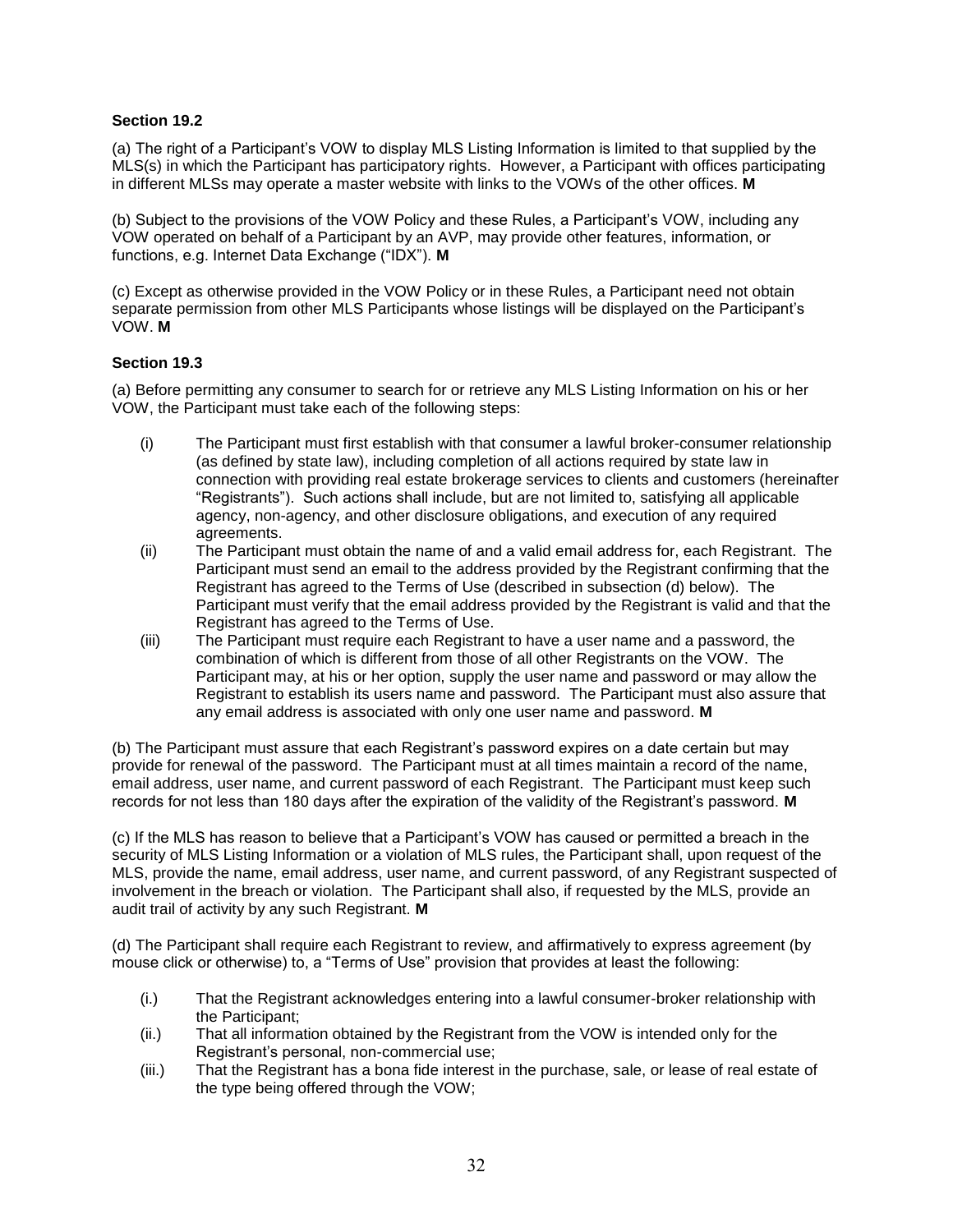### Section 19.2

(a) The right of a Participant's VOW to display MLS Listing Information is limited to that supplied by the MLS(s) in which the Participant has participatory rights. However, a Participant with offices participating in different MLSs may operate a master website with links to the VOWs of the other offices. **M**

(b) Subject to the provisions of the VOW Policy and these Rules, a Participant's VOW, including any VOW operated on behalf of a Participant by an AVP, may provide other features, information, or functions, e.g. Internet Data Exchange ("IDX"). **M**

(c) Except as otherwise provided in the VOW Policy or in these Rules, a Participant need not obtain separate permission from other MLS Participants whose listings will be displayed on the Participant's VOW. **M**

### Section 19.3

(a) Before permitting any consumer to search for or retrieve any MLS Listing Information on his or her VOW, the Participant must take each of the following steps:

(i) The Participant must first establish with that consumer a lawful broker-consumer relationship (as defined by state law), including completion of all actions required by state law in connection with providing real estate brokerage services to clients and customers (hereinafter "Registrants"). Such actions shall include, but are not limited to, satisfying all applicable agency, non-agency, and other disclosure obligations, and execution of any required agreements.

(ii) The Participant must obtain the name of and a valid email address for, each Registrant. The Participant must send an email to the address provided by the Registrant confirming that the Registrant has agreed to the Terms of Use (described in subsection (d) below). The Participant must verify that the email address provided by the Registrant is valid and that the Registrant has agreed to the Terms of Use.

(iii) The Participant must require each Registrant to have a user name and a password, the combination of which is different from those of all other Registrants on the VOW. The Participant may, at his or her option, supply the user name and password or may allow the Registrant to establish its users name and password. The Participant must also assure that any email address is associated with only one user name and password. **M**

(b) The Participant must assure that each Registrant's password expires on a date certain but may provide for renewal of the password. The Participant must at all times maintain a record of the name, email address, user name, and current password of each Registrant. The Participant must keep such records for not less than 180 days after the expiration of the validity of the Registrant's password. **M**

(c) If the MLS has reason to believe that a Participant's VOW has caused or permitted a breach in the security of MLS Listing Information or a violation of MLS rules, the Participant shall, upon request of the MLS, provide the name, email address, user name, and current password, of any Registrant suspected of involvement in the breach or violation. The Participant shall also, if requested by the MLS, provide an audit trail of activity by any such Registrant. **M**

(d) The Participant shall require each Registrant to review, and affirmatively to express agreement (by mouse click or otherwise) to, a "Terms of Use" provision that provides at least the following:

(i.) That the Registrant acknowledges entering into a lawful consumer-broker relationship with the Participant;

(ii.) That all information obtained by the Registrant from the VOW is intended only for the Registrant's personal, non-commercial use;

(iii.) That the Registrant has a bona fide interest in the purchase, sale, or lease of real estate of the type being offered through the VOW;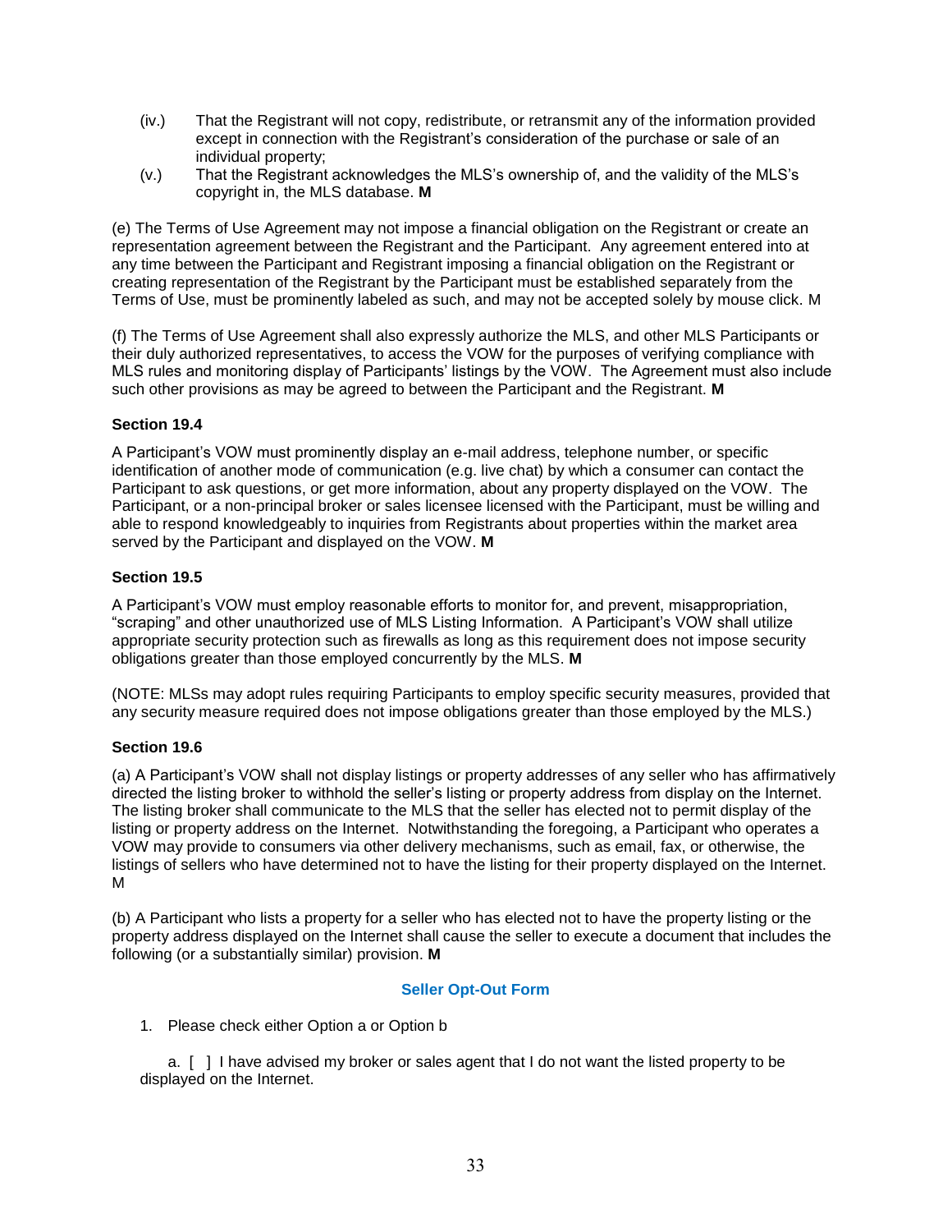(iv.) That the Registrant will not copy, redistribute, or retransmit any of the information provided except in connection with the Registrant's consideration of the purchase or sale of an individual property;

(v.) That the Registrant acknowledges the MLS's ownership of, and the validity of the MLS's copyright in, the MLS database. **M**

(e) The Terms of Use Agreement may not impose a financial obligation on the Registrant or create an representation agreement between the Registrant and the Participant. Any agreement entered into at any time between the Participant and Registrant imposing a financial obligation on the Registrant or creating representation of the Registrant by the Participant must be established separately from the Terms of Use, must be prominently labeled as such, and may not be accepted solely by mouse click. M

(f) The Terms of Use Agreement shall also expressly authorize the MLS, and other MLS Participants or their duly authorized representatives, to access the VOW for the purposes of verifying compliance with MLS rules and monitoring display of Participants' listings by the VOW. The Agreement must also include such other provisions as may be agreed to between the Participant and the Registrant. **M**

### Section 19.4

A Participant's VOW must prominently display an e-mail address, telephone number, or specific identification of another mode of communication (e.g. live chat) by which a consumer can contact the Participant to ask questions, or get more information, about any property displayed on the VOW. The Participant, or a non-principal broker or sales licensee licensed with the Participant, must be willing and able to respond knowledgeably to inquiries from Registrants about properties within the market area served by the Participant and displayed on the VOW. **M**

### Section 19.5

A Participant's VOW must employ reasonable efforts to monitor for, and prevent, misappropriation, "scraping" and other unauthorized use of MLS Listing Information. A Participant's VOW shall utilize appropriate security protection such as firewalls as long as this requirement does not impose security obligations greater than those employed concurrently by the MLS. **M**

(NOTE: MLSs may adopt rules requiring Participants to employ specific security measures, provided that any security measure required does not impose obligations greater than those employed by the MLS.)

### Section 19.6

(a) A Participant's VOW shall not display listings or property addresses of any seller who has affirmatively directed the listing broker to withhold the seller's listing or property address from display on the Internet. The listing broker shall communicate to the MLS that the seller has elected not to permit display of the listing or property address on the Internet. Notwithstanding the foregoing, a Participant who operates a VOW may provide to consumers via other delivery mechanisms, such as email, fax, or otherwise, the listings of sellers who have determined not to have the listing for their property displayed on the Internet. M

(b) A Participant who lists a property for a seller who has elected not to have the property listing or the property address displayed on the Internet shall cause the seller to execute a document that includes the following (or a substantially similar) provision. **M**

**Seller Opt-Out Form**

1. Please check either Option a or Option b

   a. [ ] I have advised my broker or sales agent that I do not want the listed property to be displayed on the Internet.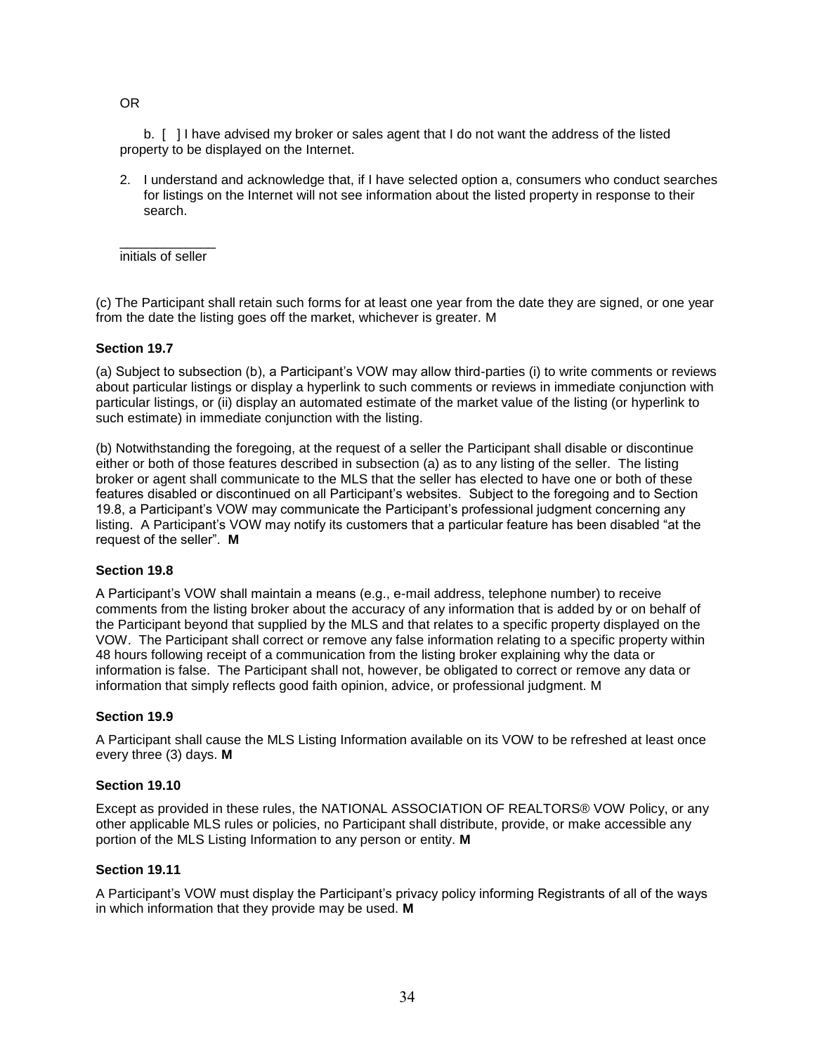OR

b. [ ] I have advised my broker or sales agent that I do not want the address of the listed property to be displayed on the Internet.

2. I understand and acknowledge that, if I have selected option a, consumers who conduct searches for listings on the Internet will not see information about the listed property in response to their search.

_____________
initials of seller

(c) The Participant shall retain such forms for at least one year from the date they are signed, or one year from the date the listing goes off the market, whichever is greater. M

**Section 19.7**

(a) Subject to subsection (b), a Participant's VOW may allow third-parties (i) to write comments or reviews about particular listings or display a hyperlink to such comments or reviews in immediate conjunction with particular listings, or (ii) display an automated estimate of the market value of the listing (or hyperlink to such estimate) in immediate conjunction with the listing.

(b) Notwithstanding the foregoing, at the request of a seller the Participant shall disable or discontinue either or both of those features described in subsection (a) as to any listing of the seller. The listing broker or agent shall communicate to the MLS that the seller has elected to have one or both of these features disabled or discontinued on all Participant's websites. Subject to the foregoing and to Section 19.8, a Participant's VOW may communicate the Participant's professional judgment concerning any listing. A Participant's VOW may notify its customers that a particular feature has been disabled "at the request of the seller". **M**

**Section 19.8**

A Participant's VOW shall maintain a means (e.g., e-mail address, telephone number) to receive comments from the listing broker about the accuracy of any information that is added by or on behalf of the Participant beyond that supplied by the MLS and that relates to a specific property displayed on the VOW. The Participant shall correct or remove any false information relating to a specific property within 48 hours following receipt of a communication from the listing broker explaining why the data or information is false. The Participant shall not, however, be obligated to correct or remove any data or information that simply reflects good faith opinion, advice, or professional judgment. M

**Section 19.9**

A Participant shall cause the MLS Listing Information available on its VOW to be refreshed at least once every three (3) days. **M**

**Section 19.10**

Except as provided in these rules, the NATIONAL ASSOCIATION OF REALTORS® VOW Policy, or any other applicable MLS rules or policies, no Participant shall distribute, provide, or make accessible any portion of the MLS Listing Information to any person or entity. **M**

**Section 19.11**

A Participant's VOW must display the Participant's privacy policy informing Registrants of all of the ways in which information that they provide may be used. **M**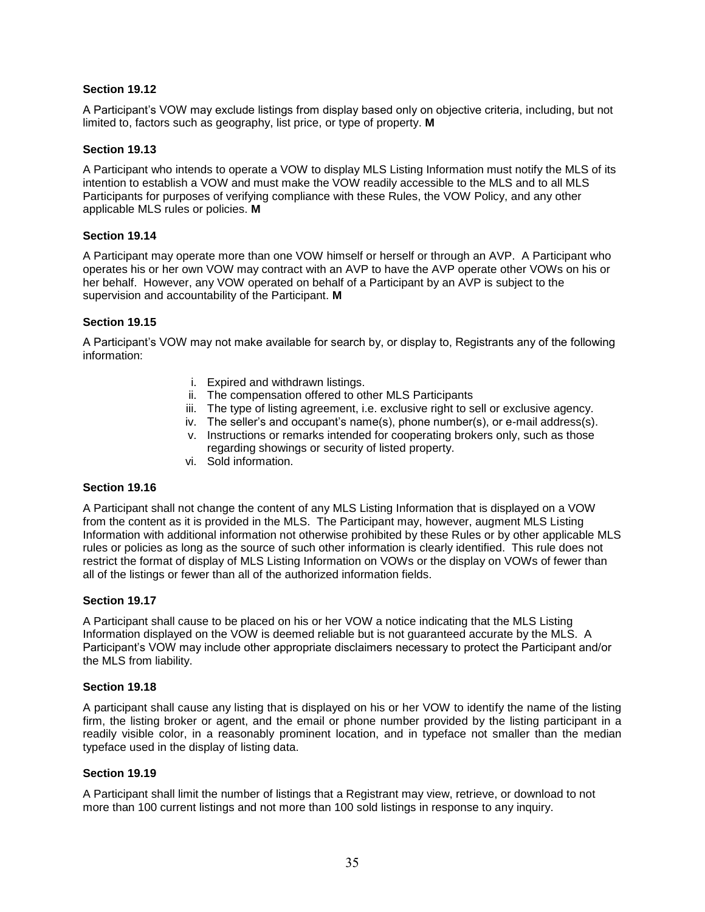### Section 19.12

A Participant's VOW may exclude listings from display based only on objective criteria, including, but not limited to, factors such as geography, list price, or type of property. **M**

### Section 19.13

A Participant who intends to operate a VOW to display MLS Listing Information must notify the MLS of its intention to establish a VOW and must make the VOW readily accessible to the MLS and to all MLS Participants for purposes of verifying compliance with these Rules, the VOW Policy, and any other applicable MLS rules or policies. **M**

### Section 19.14

A Participant may operate more than one VOW himself or herself or through an AVP. A Participant who operates his or her own VOW may contract with an AVP to have the AVP operate other VOWs on his or her behalf. However, any VOW operated on behalf of a Participant by an AVP is subject to the supervision and accountability of the Participant. **M**

### Section 19.15

A Participant's VOW may not make available for search by, or display to, Registrants any of the following information:

i. Expired and withdrawn listings.
ii. The compensation offered to other MLS Participants
iii. The type of listing agreement, i.e. exclusive right to sell or exclusive agency.
iv. The seller's and occupant's name(s), phone number(s), or e-mail address(s).
v. Instructions or remarks intended for cooperating brokers only, such as those regarding showings or security of listed property.
vi. Sold information.

### Section 19.16

A Participant shall not change the content of any MLS Listing Information that is displayed on a VOW from the content as it is provided in the MLS. The Participant may, however, augment MLS Listing Information with additional information not otherwise prohibited by these Rules or by other applicable MLS rules or policies as long as the source of such other information is clearly identified. This rule does not restrict the format of display of MLS Listing Information on VOWs or the display on VOWs of fewer than all of the listings or fewer than all of the authorized information fields.

### Section 19.17

A Participant shall cause to be placed on his or her VOW a notice indicating that the MLS Listing Information displayed on the VOW is deemed reliable but is not guaranteed accurate by the MLS. A Participant's VOW may include other appropriate disclaimers necessary to protect the Participant and/or the MLS from liability.

### Section 19.18

A participant shall cause any listing that is displayed on his or her VOW to identify the name of the listing firm, the listing broker or agent, and the email or phone number provided by the listing participant in a readily visible color, in a reasonably prominent location, and in typeface not smaller than the median typeface used in the display of listing data.

### Section 19.19

A Participant shall limit the number of listings that a Registrant may view, retrieve, or download to not more than 100 current listings and not more than 100 sold listings in response to any inquiry.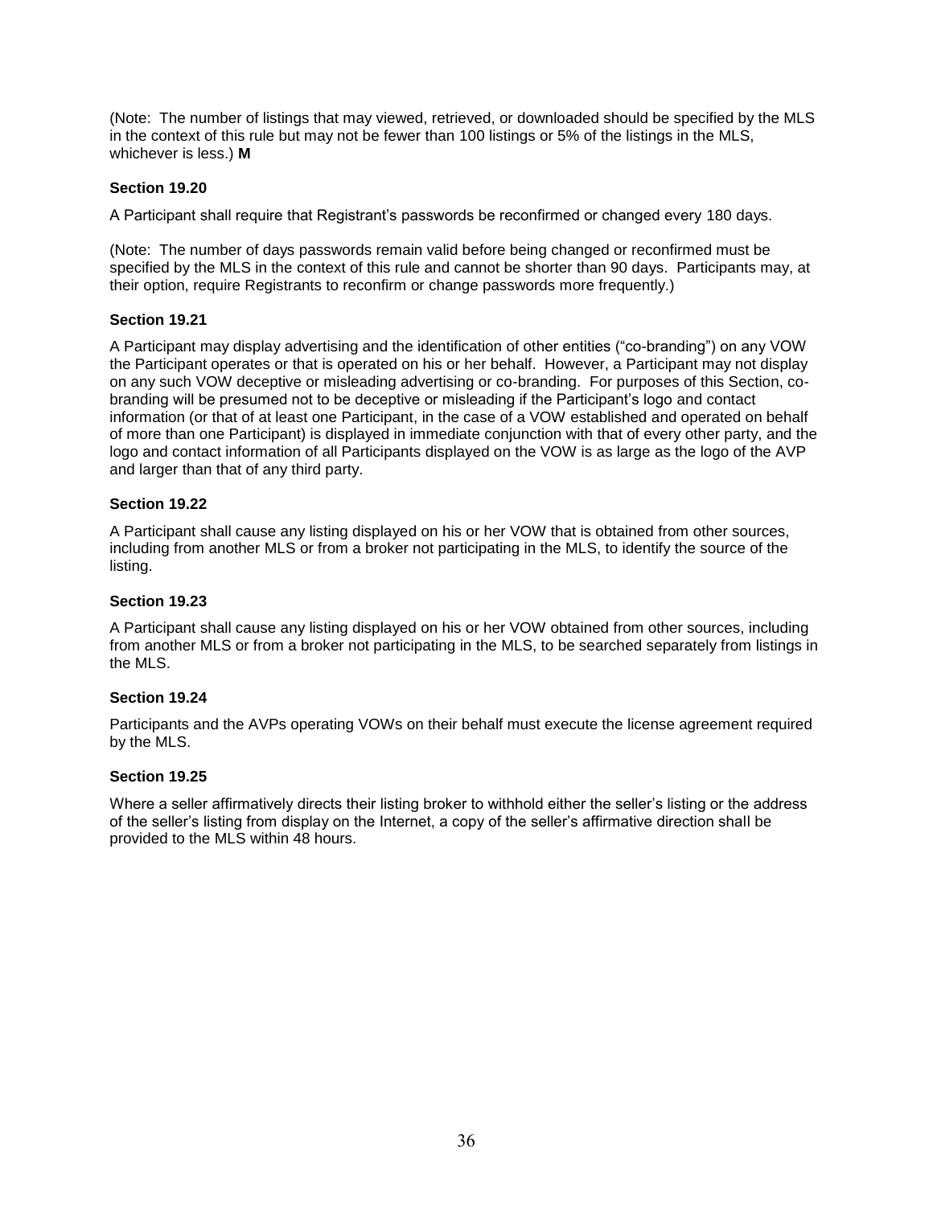(Note: The number of listings that may viewed, retrieved, or downloaded should be specified by the MLS in the context of this rule but may not be fewer than 100 listings or 5% of the listings in the MLS, whichever is less.) **M**

**Section 19.20**

A Participant shall require that Registrant's passwords be reconfirmed or changed every 180 days.

(Note: The number of days passwords remain valid before being changed or reconfirmed must be specified by the MLS in the context of this rule and cannot be shorter than 90 days. Participants may, at their option, require Registrants to reconfirm or change passwords more frequently.)

**Section 19.21**

A Participant may display advertising and the identification of other entities ("co-branding") on any VOW the Participant operates or that is operated on his or her behalf. However, a Participant may not display on any such VOW deceptive or misleading advertising or co-branding. For purposes of this Section, co-branding will be presumed not to be deceptive or misleading if the Participant's logo and contact information (or that of at least one Participant, in the case of a VOW established and operated on behalf of more than one Participant) is displayed in immediate conjunction with that of every other party, and the logo and contact information of all Participants displayed on the VOW is as large as the logo of the AVP and larger than that of any third party.

**Section 19.22**

A Participant shall cause any listing displayed on his or her VOW that is obtained from other sources, including from another MLS or from a broker not participating in the MLS, to identify the source of the listing.

**Section 19.23**

A Participant shall cause any listing displayed on his or her VOW obtained from other sources, including from another MLS or from a broker not participating in the MLS, to be searched separately from listings in the MLS.

**Section 19.24**

Participants and the AVPs operating VOWs on their behalf must execute the license agreement required by the MLS.

**Section 19.25**

Where a seller affirmatively directs their listing broker to withhold either the seller's listing or the address of the seller's listing from display on the Internet, a copy of the seller's affirmative direction shall be provided to the MLS within 48 hours.